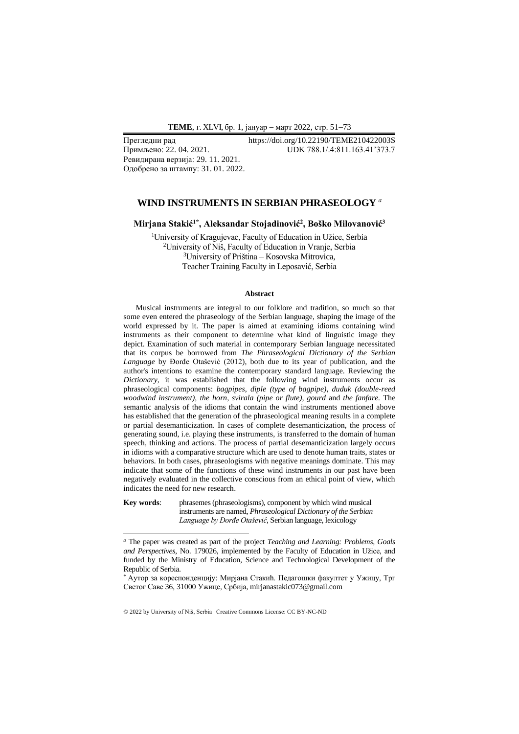Прегледни рад https://doi.org/10.22190/TEME210422003S
Примљено: 22. 04. 2021. UDK 788.1/.4:811.163.41'373.7
Ревидирана верзија: 29. 11. 2021.
Одобрено за штампу: 31. 01. 2022.

# WIND INSTRUMENTS IN SERBIAN PHRASEOLOGY [a]

**Mirjana Stakić[1*], Aleksandar Stojadinović[2], Boško Milovanović[3]**

[1]University of Kragujevac, Faculty of Education in Užice, Serbia
[2]University of Niš, Faculty of Education in Vranje, Serbia
[3]University of Priština – Kosovska Mitrovica, Teacher Training Faculty in Leposavić, Serbia

### Abstract

Musical instruments are integral to our folklore and tradition, so much so that some even entered the phraseology of the Serbian language, shaping the image of the world expressed by it. The paper is aimed at examining idioms containing wind instruments as their component to determine what kind of linguistic image they depict. Examination of such material in contemporary Serbian language necessitated that its corpus be borrowed from *The Phraseological Dictionary of the Serbian Language* by Đorđe Otašević (2012), both due to its year of publication, and the author's intentions to examine the contemporary standard language. Reviewing the *Dictionary*, it was established that the following wind instruments occur as phraseological components: *bagpipes, diple (type of bagpipe), duduk (double-reed woodwind instrument), the horn, svirala (pipe or flute), gourd* and *the fanfare.* The semantic analysis of the idioms that contain the wind instruments mentioned above has established that the generation of the phraseological meaning results in a complete or partial desemanticization. In cases of complete desemanticization, the process of generating sound, i.e. playing these instruments, is transferred to the domain of human speech, thinking and actions. The process of partial desemanticization largely occurs in idioms with a comparative structure which are used to denote human traits, states or behaviors. In both cases, phraseologisms with negative meanings dominate. This may indicate that some of the functions of these wind instruments in our past have been negatively evaluated in the collective conscious from an ethical point of view, which indicates the need for new research.

**Key words**: phrasemes (phraseologisms), component by which wind musical instruments are named, *Phraseological Dictionary of the Serbian Language by Đorđe Otašević*, Serbian language, lexicology

---

[a] The paper was created as part of the project *Teaching and Learning: Problems, Goals and Perspectives*, No. 179026, implemented by the Faculty of Education in Užice, and funded by the Ministry of Education, Science and Technological Development of the Republic of Serbia.

[*] Аутор за кореспонденцију: Мирјана Стакић, Педагошки факултет у Ужицу, Трг Светог Саве 36, 31000 Ужице, Србија, mirjanastakic073@gmail.com

© 2022 by University of Niš, Serbia | Creative Commons License: CC BY-NC-ND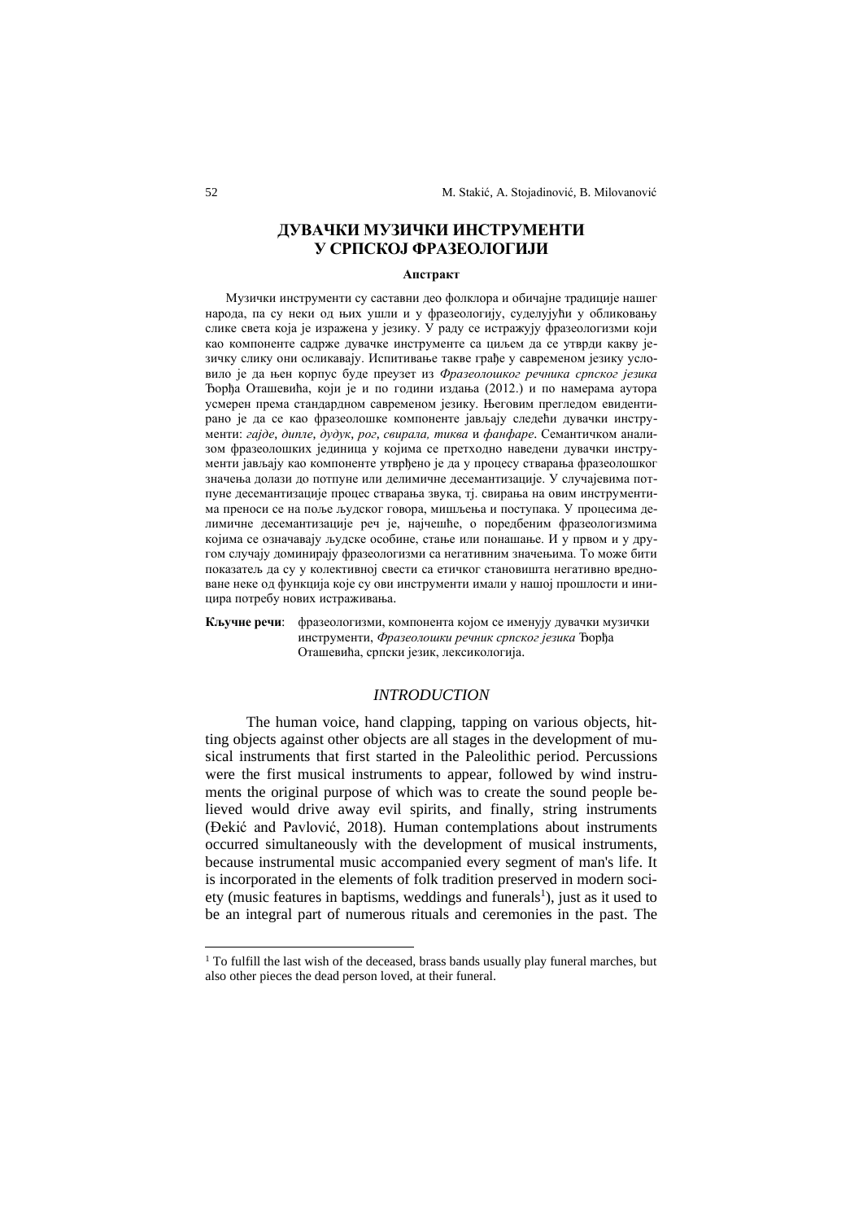# ДУВАЧКИ МУЗИЧКИ ИНСТРУМЕНТИ У СРПСКОЈ ФРАЗЕОЛОГИЈИ

**Апстракт**

Музички инструменти су саставни део фолклора и обичајне традиције нашег народа, па су неки од њих ушли и у фразеологију, суделујући у обликовању слике света која је изражена у језику. У раду се истражују фразеологизми који као компоненте садрже дувачке инструменте са циљем да се утврди какву језичку слику они осликавају. Испитивање такве грађе у савременом језику условило је да њен корпус буде преузет из *Фразеолошког речника српског језика* Ђорђа Оташевића, који је и по години издања (2012.) и по намерама аутора усмерен према стандардном савременом језику. Његовим прегледом евидентирано је да се као фразеолошке компоненте јављају следећи дувачки инструменти: *гајде*, *дипле*, *дудук*, *рог*, *свирала, тиква* и *фанфаре*. Семантичком анализом фразеолошких јединица у којима се претходно наведени дувачки инструменти јављају као компоненте утврђено је да у процесу стварања фразеолошког значења долази до потпуне или делимичне десемантизације. У случајевима потпуне десемантизације процес стварања звука, тј. свирања на овим инструментима преноси се на поље људског говора, мишљења и поступака. У процесима делимичне десемантизације реч је, најчешће, о поредбеним фразеологизмима којима се означавају људске особине, стање или понашање. И у првом и у другом случају доминирају фразеологизми са негативним значењима. То може бити показатељ да су у колективној свести са етичког становишта негативно вредноване неке од функција које су ови инструменти имали у нашој прошлости и иницира потребу нових истраживања.

**Кључне речи**: фразеологизми, компонента којом се именују дувачки музички инструменти, *Фразеолошки речник српског језика* Ђорђа Оташевића, српски језик, лексикологија.

## *INTRODUCTION*

The human voice, hand clapping, tapping on various objects, hitting objects against other objects are all stages in the development of musical instruments that first started in the Paleolithic period. Percussions were the first musical instruments to appear, followed by wind instruments the original purpose of which was to create the sound people believed would drive away evil spirits, and finally, string instruments (Đekić and Pavlović, 2018). Human contemplations about instruments occurred simultaneously with the development of musical instruments, because instrumental music accompanied every segment of man's life. It is incorporated in the elements of folk tradition preserved in modern society (music features in baptisms, weddings and funerals[1]), just as it used to be an integral part of numerous rituals and ceremonies in the past. The

[1] To fulfill the last wish of the deceased, brass bands usually play funeral marches, but also other pieces the dead person loved, at their funeral.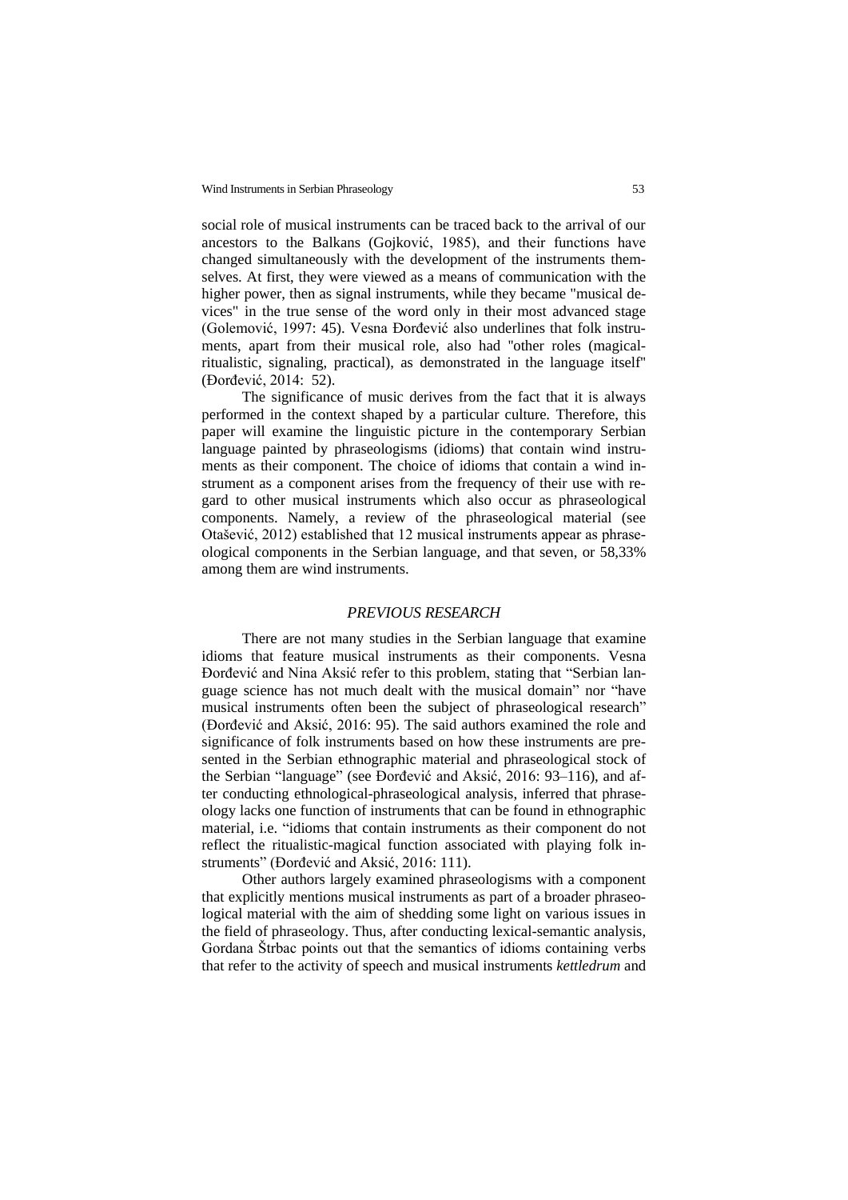social role of musical instruments can be traced back to the arrival of our ancestors to the Balkans (Gojković, 1985), and their functions have changed simultaneously with the development of the instruments themselves. At first, they were viewed as a means of communication with the higher power, then as signal instruments, while they became "musical devices" in the true sense of the word only in their most advanced stage (Golemović, 1997: 45). Vesna Đorđević also underlines that folk instruments, apart from their musical role, also had "other roles (magical-ritualistic, signaling, practical), as demonstrated in the language itself" (Đorđević, 2014: 52).

The significance of music derives from the fact that it is always performed in the context shaped by a particular culture. Therefore, this paper will examine the linguistic picture in the contemporary Serbian language painted by phraseologisms (idioms) that contain wind instruments as their component. The choice of idioms that contain a wind instrument as a component arises from the frequency of their use with regard to other musical instruments which also occur as phraseological components. Namely, a review of the phraseological material (see Otašević, 2012) established that 12 musical instruments appear as phraseological components in the Serbian language, and that seven, or 58,33% among them are wind instruments.

## *PREVIOUS RESEARCH*

There are not many studies in the Serbian language that examine idioms that feature musical instruments as their components. Vesna Đorđević and Nina Aksić refer to this problem, stating that "Serbian language science has not much dealt with the musical domain" nor "have musical instruments often been the subject of phraseological research" (Đorđević and Aksić, 2016: 95). The said authors examined the role and significance of folk instruments based on how these instruments are presented in the Serbian ethnographic material and phraseological stock of the Serbian "language" (see Đorđević and Aksić, 2016: 93–116), and after conducting ethnological-phraseological analysis, inferred that phraseology lacks one function of instruments that can be found in ethnographic material, i.e. "idioms that contain instruments as their component do not reflect the ritualistic-magical function associated with playing folk instruments" (Đorđević and Aksić, 2016: 111).

Other authors largely examined phraseologisms with a component that explicitly mentions musical instruments as part of a broader phraseological material with the aim of shedding some light on various issues in the field of phraseology. Thus, after conducting lexical-semantic analysis, Gordana Štrbac points out that the semantics of idioms containing verbs that refer to the activity of speech and musical instruments *kettledrum* and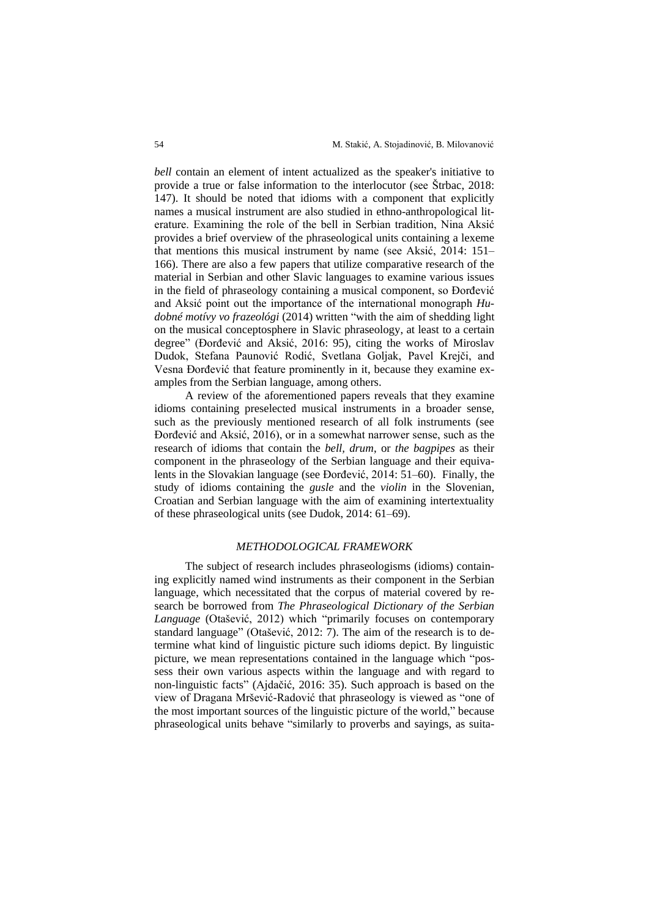*bell* contain an element of intent actualized as the speaker's initiative to provide a true or false information to the interlocutor (see Štrbac, 2018: 147). It should be noted that idioms with a component that explicitly names a musical instrument are also studied in ethno-anthropological literature. Examining the role of the bell in Serbian tradition, Nina Aksić provides a brief overview of the phraseological units containing a lexeme that mentions this musical instrument by name (see Aksić, 2014: 151–166). There are also a few papers that utilize comparative research of the material in Serbian and other Slavic languages to examine various issues in the field of phraseology containing a musical component, so Đorđević and Aksić point out the importance of the international monograph *Hudobné motívy vo frazeológi* (2014) written "with the aim of shedding light on the musical conceptosphere in Slavic phraseology, at least to a certain degree" (Đorđević and Aksić, 2016: 95), citing the works of Miroslav Dudok, Stefana Paunović Rodić, Svetlana Goljak, Pavel Krejči, and Vesna Đorđević that feature prominently in it, because they examine examples from the Serbian language, among others.

A review of the aforementioned papers reveals that they examine idioms containing preselected musical instruments in a broader sense, such as the previously mentioned research of all folk instruments (see Đorđević and Aksić, 2016), or in a somewhat narrower sense, such as the research of idioms that contain the *bell, drum*, or *the bagpipes* as their component in the phraseology of the Serbian language and their equivalents in the Slovakian language (see Đorđević, 2014: 51–60). Finally, the study of idioms containing the *gusle* and the *violin* in the Slovenian, Croatian and Serbian language with the aim of examining intertextuality of these phraseological units (see Dudok, 2014: 61–69).

## *METHODOLOGICAL FRAMEWORK*

The subject of research includes phraseologisms (idioms) containing explicitly named wind instruments as their component in the Serbian language, which necessitated that the corpus of material covered by research be borrowed from *The Phraseological Dictionary of the Serbian Language* (Otašević, 2012) which "primarily focuses on contemporary standard language" (Otašević, 2012: 7). The aim of the research is to determine what kind of linguistic picture such idioms depict. By linguistic picture, we mean representations contained in the language which "possess their own various aspects within the language and with regard to non-linguistic facts" (Ajdačić, 2016: 35). Such approach is based on the view of Dragana Mršević-Radović that phraseology is viewed as "one of the most important sources of the linguistic picture of the world," because phraseological units behave "similarly to proverbs and sayings, as suita-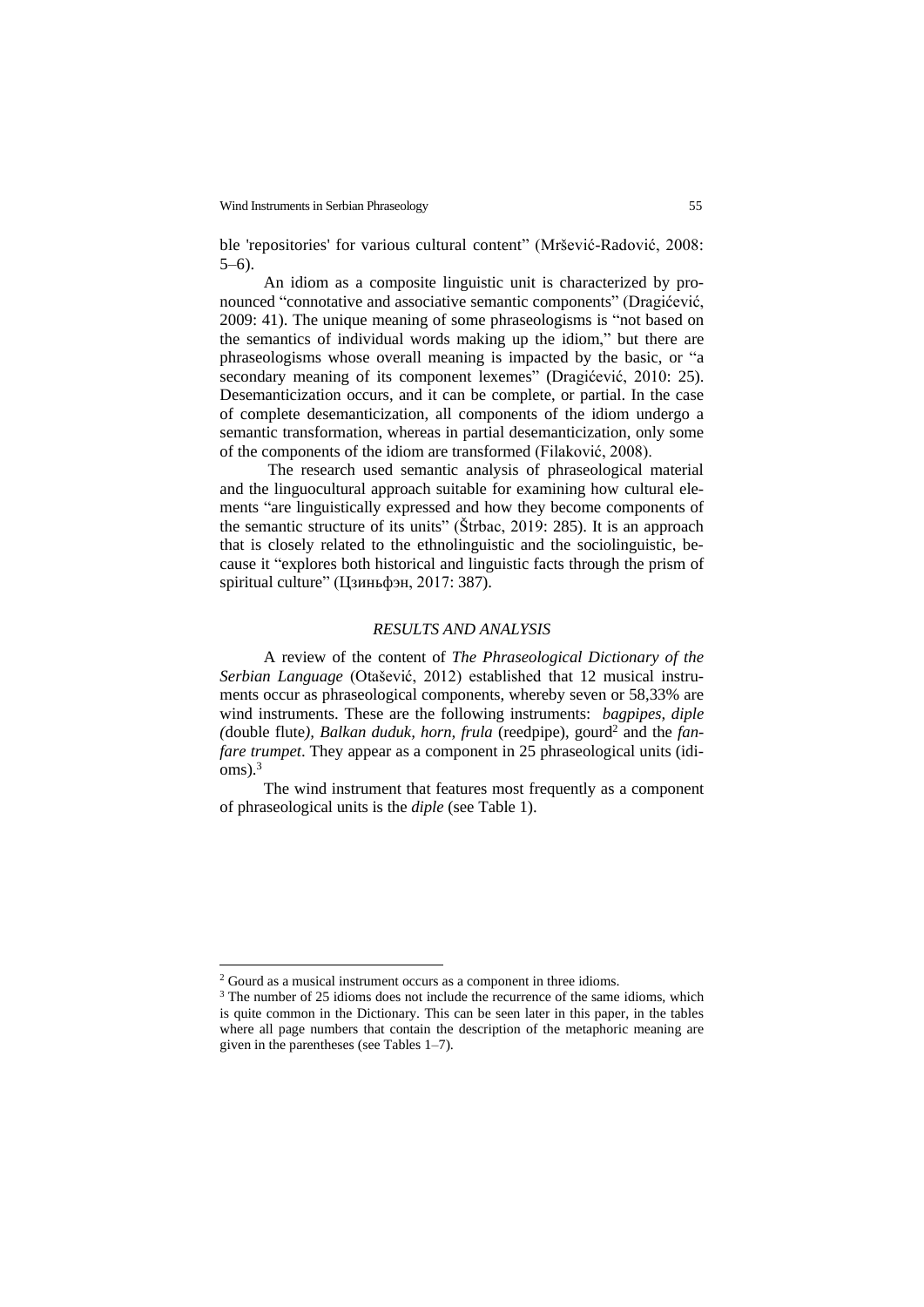ble 'repositories' for various cultural content" (Mršević-Radović, 2008: 5–6).

An idiom as a composite linguistic unit is characterized by pronounced "connotative and associative semantic components" (Dragićević, 2009: 41). The unique meaning of some phraseologisms is "not based on the semantics of individual words making up the idiom," but there are phraseologisms whose overall meaning is impacted by the basic, or "a secondary meaning of its component lexemes" (Dragićević, 2010: 25). Desemanticization occurs, and it can be complete, or partial. In the case of complete desemanticization, all components of the idiom undergo a semantic transformation, whereas in partial desemanticization, only some of the components of the idiom are transformed (Filaković, 2008).

The research used semantic analysis of phraseological material and the linguocultural approach suitable for examining how cultural elements "are linguistically expressed and how they become components of the semantic structure of its units" (Štrbac, 2019: 285). It is an approach that is closely related to the ethnolinguistic and the sociolinguistic, because it "explores both historical and linguistic facts through the prism of spiritual culture" (Цзиньфэн, 2017: 387).

## *RESULTS AND ANALYSIS*

A review of the content of *The Phraseological Dictionary of the Serbian Language* (Otašević, 2012) established that 12 musical instruments occur as phraseological components, whereby seven or 58,33% are wind instruments. These are the following instruments: *bagpipes, diple (*double flute*), Balkan duduk, horn, frula* (reedpipe), gourd[2] and the *fanfare trumpet*. They appear as a component in 25 phraseological units (idioms).[3]

The wind instrument that features most frequently as a component of phraseological units is the *diple* (see Table 1).

---

[2] Gourd as a musical instrument occurs as a component in three idioms.

[3] The number of 25 idioms does not include the recurrence of the same idioms, which is quite common in the Dictionary. This can be seen later in this paper, in the tables where all page numbers that contain the description of the metaphoric meaning are given in the parentheses (see Tables 1–7).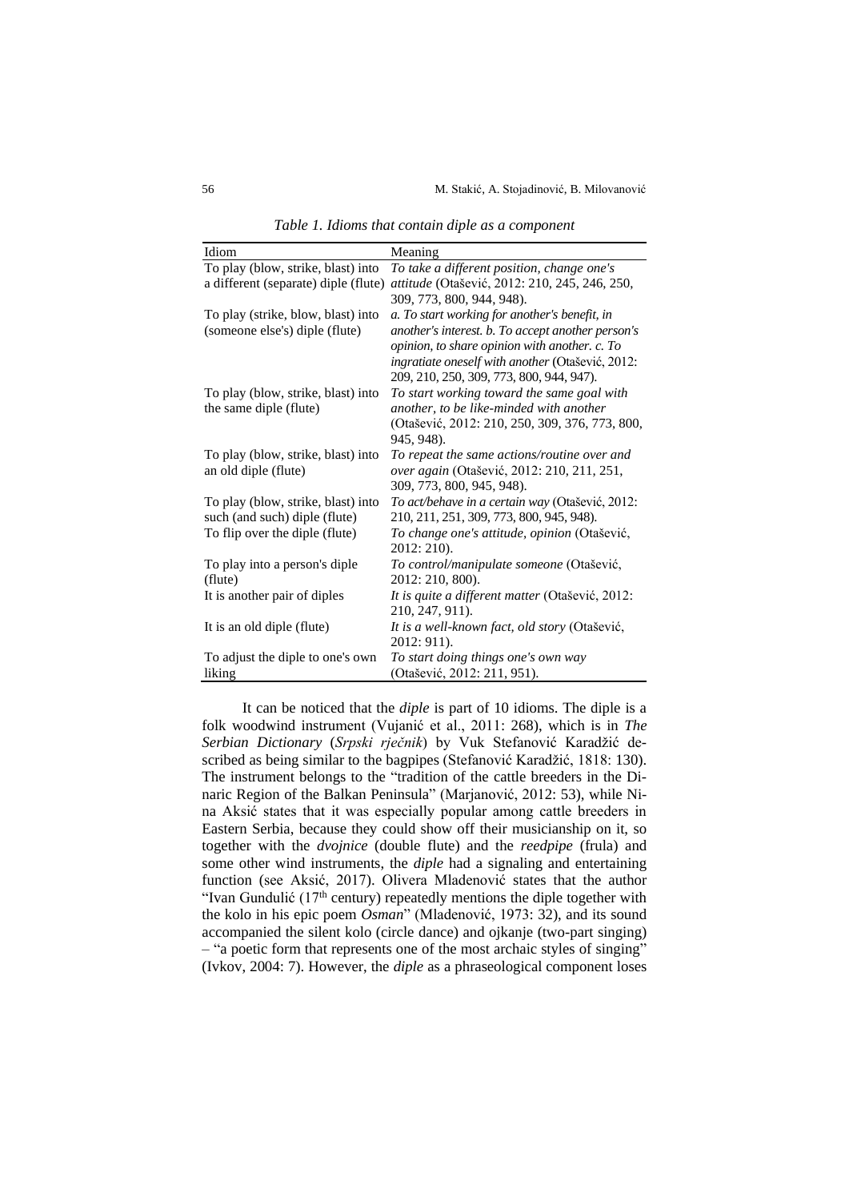*Table 1. Idioms that contain diple as a component*

| Idiom | Meaning |
|---|---|
| To play (blow, strike, blast) into a different (separate) diple (flute) | *To take a different position, change one's attitude* (Otašević, 2012: 210, 245, 246, 250, 309, 773, 800, 944, 948). |
| To play (strike, blow, blast) into (someone else's) diple (flute) | *a. To start working for another's benefit, in another's interest. b. To accept another person's opinion, to share opinion with another. c. To ingratiate oneself with another* (Otašević, 2012: 209, 210, 250, 309, 773, 800, 944, 947). |
| To play (blow, strike, blast) into the same diple (flute) | *To start working toward the same goal with another, to be like-minded with another* (Otašević, 2012: 210, 250, 309, 376, 773, 800, 945, 948). |
| To play (blow, strike, blast) into an old diple (flute) | *To repeat the same actions/routine over and over again* (Otašević, 2012: 210, 211, 251, 309, 773, 800, 945, 948). |
| To play (blow, strike, blast) into such (and such) diple (flute) | *To act/behave in a certain way* (Otašević, 2012: 210, 211, 251, 309, 773, 800, 945, 948). |
| To flip over the diple (flute) | *To change one's attitude, opinion* (Otašević, 2012: 210). |
| To play into a person's diple (flute) | *To control/manipulate someone* (Otašević, 2012: 210, 800). |
| It is another pair of diples | *It is quite a different matter* (Otašević, 2012: 210, 247, 911). |
| It is an old diple (flute) | *It is a well-known fact, old story* (Otašević, 2012: 911). |
| To adjust the diple to one's own liking | *To start doing things one's own way* (Otašević, 2012: 211, 951). |

It can be noticed that the *diple* is part of 10 idioms. The diple is a folk woodwind instrument (Vujanić et al., 2011: 268), which is in *The Serbian Dictionary* (*Srpski rječnik*) by Vuk Stefanović Karadžić described as being similar to the bagpipes (Stefanović Karadžić, 1818: 130). The instrument belongs to the "tradition of the cattle breeders in the Dinaric Region of the Balkan Peninsula" (Marjanović, 2012: 53), while Nina Aksić states that it was especially popular among cattle breeders in Eastern Serbia, because they could show off their musicianship on it, so together with the *dvojnice* (double flute) and the *reedpipe* (frula) and some other wind instruments, the *diple* had a signaling and entertaining function (see Aksić, 2017). Olivera Mladenović states that the author "Ivan Gundulić (17th century) repeatedly mentions the diple together with the kolo in his epic poem *Osman*" (Mladenović, 1973: 32), and its sound accompanied the silent kolo (circle dance) and ojkanje (two-part singing) – "a poetic form that represents one of the most archaic styles of singing" (Ivkov, 2004: 7). However, the *diple* as a phraseological component loses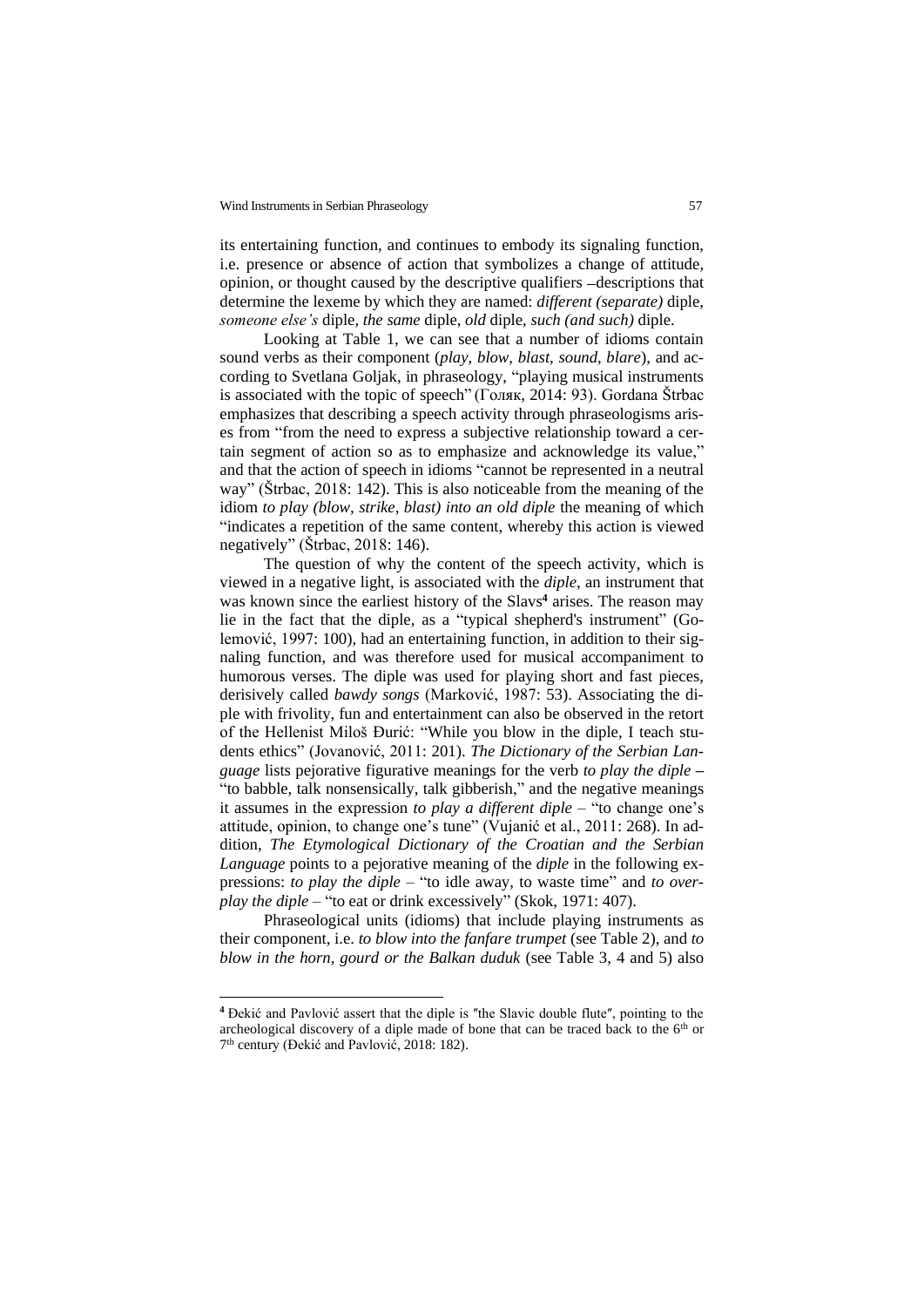its entertaining function, and continues to embody its signaling function, i.e. presence or absence of action that symbolizes a change of attitude, opinion, or thought caused by the descriptive qualifiers –descriptions that determine the lexeme by which they are named: *different (separate)* diple, *someone else's* diple, *the same* diple, *old* diple, *such (and such)* diple.

Looking at Table 1, we can see that a number of idioms contain sound verbs as their component (*play, blow, blast, sound, blare*), and according to Svetlana Goljak, in phraseology, "playing musical instruments is associated with the topic of speech" (Голяк, 2014: 93). Gordana Štrbac emphasizes that describing a speech activity through phraseologisms arises from "from the need to express a subjective relationship toward a certain segment of action so as to emphasize and acknowledge its value," and that the action of speech in idioms "cannot be represented in a neutral way" (Štrbac, 2018: 142). This is also noticeable from the meaning of the idiom *to play (blow, strike, blast) into an old diple* the meaning of which "indicates a repetition of the same content, whereby this action is viewed negatively" (Štrbac, 2018: 146).

The question of why the content of the speech activity, which is viewed in a negative light, is associated with the *diple*, an instrument that was known since the earliest history of the Slavs[4] arises. The reason may lie in the fact that the diple, as a "typical shepherd's instrument" (Golemović, 1997: 100), had an entertaining function, in addition to their signaling function, and was therefore used for musical accompaniment to humorous verses. The diple was used for playing short and fast pieces, derisively called *bawdy songs* (Marković, 1987: 53). Associating the diple with frivolity, fun and entertainment can also be observed in the retort of the Hellenist Miloš Đurić: "While you blow in the diple, I teach students ethics" (Jovanović, 2011: 201). *The Dictionary of the Serbian Language* lists pejorative figurative meanings for the verb *to play the diple* – "to babble, talk nonsensically, talk gibberish," and the negative meanings it assumes in the expression *to play a different diple* – "to change one's attitude, opinion, to change one's tune" (Vujanić et al., 2011: 268). In addition, *The Etymological Dictionary of the Croatian and the Serbian Language* points to a pejorative meaning of the *diple* in the following expressions: *to play the diple* – "to idle away, to waste time" and *to overplay the diple* – "to eat or drink excessively" (Skok, 1971: 407).

Phraseological units (idioms) that include playing instruments as their component, i.e. *to blow into the fanfare trumpet* (see Table 2), and *to blow in the horn, gourd or the Balkan duduk* (see Table 3, 4 and 5) also

---

[4] Đekić and Pavlović assert that the diple is ″the Slavic double flute″, pointing to the archeological discovery of a diple made of bone that can be traced back to the 6th or 7th century (Đekić and Pavlović, 2018: 182).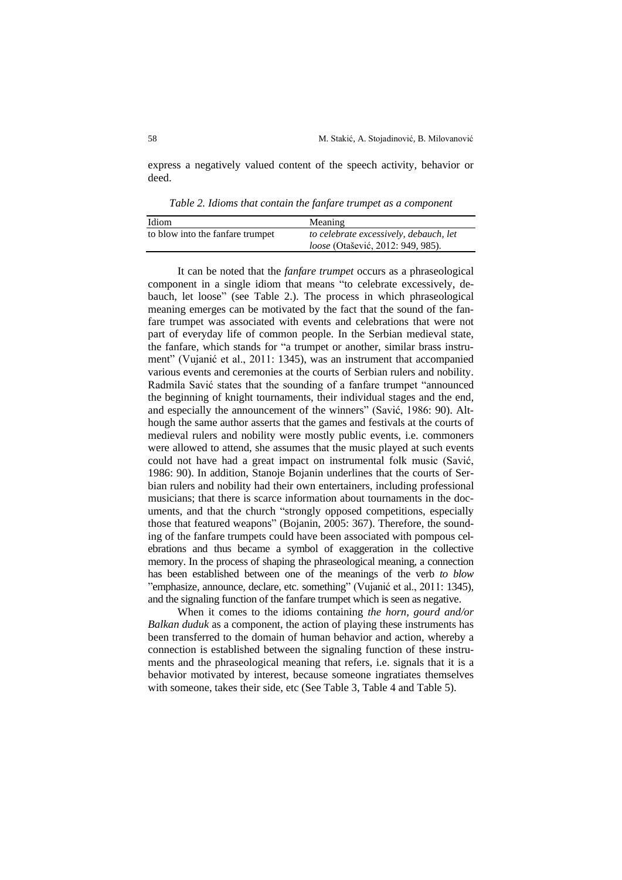express a negatively valued content of the speech activity, behavior or deed.

*Table 2. Idioms that contain the fanfare trumpet as a component*

| Idiom | Meaning |
|---|---|
| to blow into the fanfare trumpet | *to celebrate excessively, debauch, let loose* (Otašević, 2012: 949, 985). |

It can be noted that the *fanfare trumpet* occurs as a phraseological component in a single idiom that means "to celebrate excessively, debauch, let loose" (see Table 2.). The process in which phraseological meaning emerges can be motivated by the fact that the sound of the fanfare trumpet was associated with events and celebrations that were not part of everyday life of common people. In the Serbian medieval state, the fanfare, which stands for "a trumpet or another, similar brass instrument" (Vujanić et al., 2011: 1345), was an instrument that accompanied various events and ceremonies at the courts of Serbian rulers and nobility. Radmila Savić states that the sounding of a fanfare trumpet "announced the beginning of knight tournaments, their individual stages and the end, and especially the announcement of the winners" (Savić, 1986: 90). Although the same author asserts that the games and festivals at the courts of medieval rulers and nobility were mostly public events, i.e. commoners were allowed to attend, she assumes that the music played at such events could not have had a great impact on instrumental folk music (Savić, 1986: 90). In addition, Stanoje Bojanin underlines that the courts of Serbian rulers and nobility had their own entertainers, including professional musicians; that there is scarce information about tournaments in the documents, and that the church "strongly opposed competitions, especially those that featured weapons" (Bojanin, 2005: 367). Therefore, the sounding of the fanfare trumpets could have been associated with pompous celebrations and thus became a symbol of exaggeration in the collective memory. In the process of shaping the phraseological meaning, a connection has been established between one of the meanings of the verb *to blow* "emphasize, announce, declare, etc. something" (Vujanić et al., 2011: 1345), and the signaling function of the fanfare trumpet which is seen as negative.

When it comes to the idioms containing *the horn, gourd and/or Balkan duduk* as a component, the action of playing these instruments has been transferred to the domain of human behavior and action, whereby a connection is established between the signaling function of these instruments and the phraseological meaning that refers, i.e. signals that it is a behavior motivated by interest, because someone ingratiates themselves with someone, takes their side, etc (See Table 3, Table 4 and Table 5).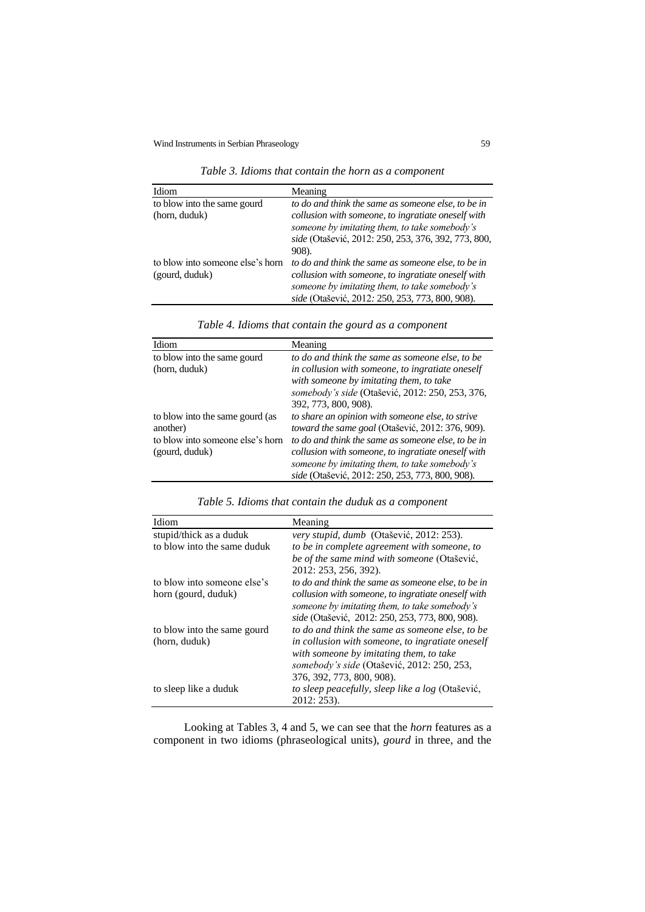*Table 3. Idioms that contain the horn as a component*

| Idiom | Meaning |
|---|---|
| to blow into the same gourd (horn, duduk) | *to do and think the same as someone else, to be in collusion with someone, to ingratiate oneself with someone by imitating them, to take somebody's side* (Otašević, 2012: 250, 253, 376, 392, 773, 800, 908). |
| to blow into someone else's horn (gourd, duduk) | *to do and think the same as someone else, to be in collusion with someone, to ingratiate oneself with someone by imitating them, to take somebody's side* (Otašević, 2012: 250, 253, 773, 800, 908). |

*Table 4. Idioms that contain the gourd as a component*

| Idiom | Meaning |
|---|---|
| to blow into the same gourd (horn, duduk) | *to do and think the same as someone else, to be in collusion with someone, to ingratiate oneself with someone by imitating them, to take somebody's side* (Otašević, 2012: 250, 253, 376, 392, 773, 800, 908). |
| to blow into the same gourd (as another) | *to share an opinion with someone else, to strive toward the same goal* (Otašević, 2012: 376, 909). |
| to blow into someone else's horn (gourd, duduk) | *to do and think the same as someone else, to be in collusion with someone, to ingratiate oneself with someone by imitating them, to take somebody's side* (Otašević, 2012: 250, 253, 773, 800, 908). |

*Table 5. Idioms that contain the duduk as a component*

| Idiom | Meaning |
|---|---|
| stupid/thick as a duduk | *very stupid, dumb* (Otašević, 2012: 253). |
| to blow into the same duduk | *to be in complete agreement with someone, to be of the same mind with someone* (Otašević, 2012: 253, 256, 392). |
| to blow into someone else's horn (gourd, duduk) | *to do and think the same as someone else, to be in collusion with someone, to ingratiate oneself with someone by imitating them, to take somebody's side* (Otašević, 2012: 250, 253, 773, 800, 908). |
| to blow into the same gourd (horn, duduk) | *to do and think the same as someone else, to be in collusion with someone, to ingratiate oneself with someone by imitating them, to take somebody's side* (Otašević, 2012: 250, 253, 376, 392, 773, 800, 908). |
| to sleep like a duduk | *to sleep peacefully, sleep like a log* (Otašević, 2012: 253). |

Looking at Tables 3, 4 and 5, we can see that the *horn* features as a component in two idioms (phraseological units), *gourd* in three, and the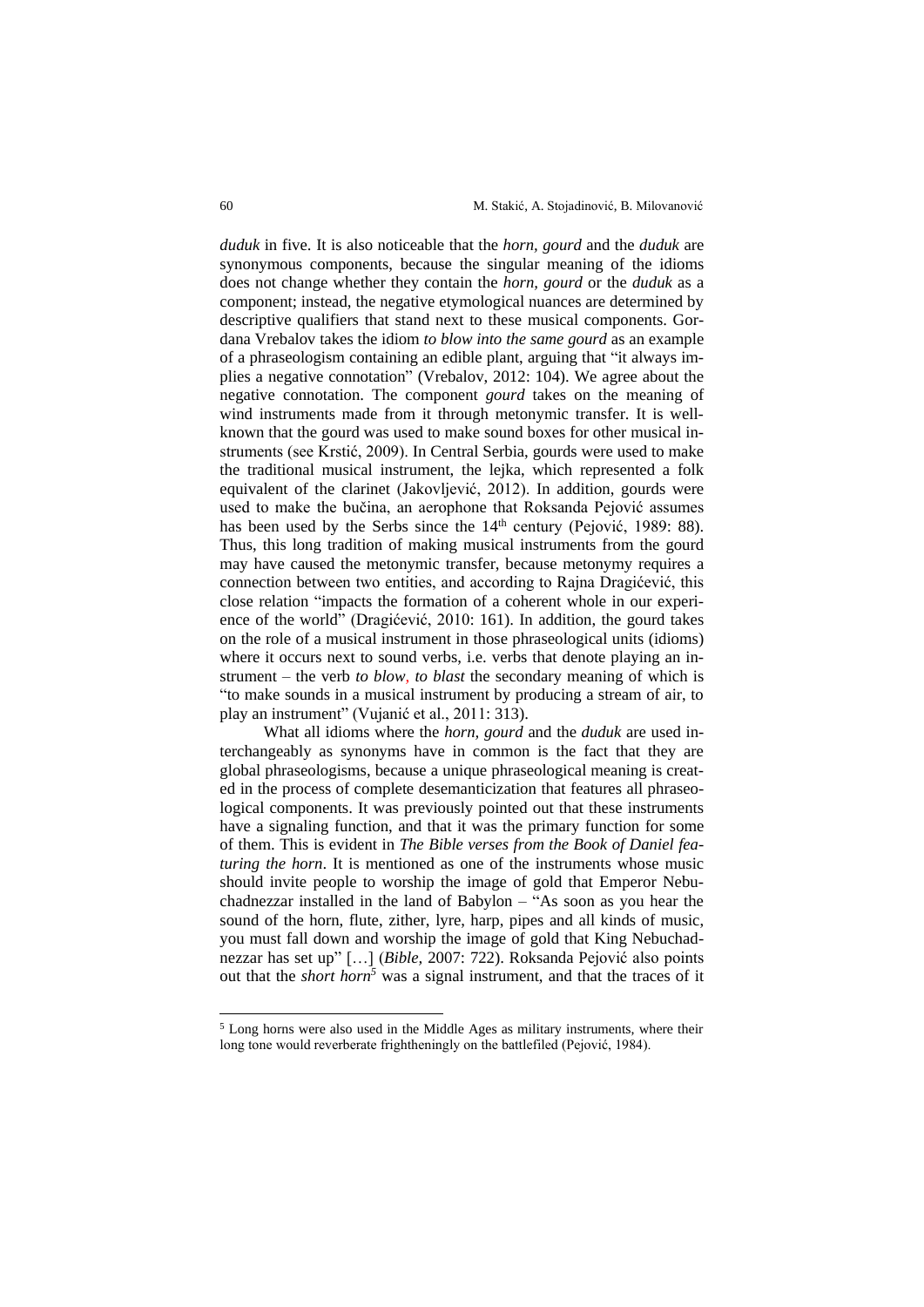*duduk* in five. It is also noticeable that the *horn, gourd* and the *duduk* are synonymous components, because the singular meaning of the idioms does not change whether they contain the *horn, gourd* or the *duduk* as a component; instead, the negative etymological nuances are determined by descriptive qualifiers that stand next to these musical components. Gordana Vrebalov takes the idiom *to blow into the same gourd* as an example of a phraseologism containing an edible plant, arguing that "it always implies a negative connotation" (Vrebalov, 2012: 104). We agree about the negative connotation. The component *gourd* takes on the meaning of wind instruments made from it through metonymic transfer. It is well-known that the gourd was used to make sound boxes for other musical instruments (see Krstić, 2009). In Central Serbia, gourds were used to make the traditional musical instrument, the lejka, which represented a folk equivalent of the clarinet (Jakovljević, 2012). In addition, gourds were used to make the bučina, an aerophone that Roksanda Pejović assumes has been used by the Serbs since the 14th century (Pejović, 1989: 88). Thus, this long tradition of making musical instruments from the gourd may have caused the metonymic transfer, because metonymy requires a connection between two entities, and according to Rajna Dragićević, this close relation "impacts the formation of a coherent whole in our experience of the world" (Dragićević, 2010: 161). In addition, the gourd takes on the role of a musical instrument in those phraseological units (idioms) where it occurs next to sound verbs, i.e. verbs that denote playing an instrument – the verb *to blow, to blast* the secondary meaning of which is "to make sounds in a musical instrument by producing a stream of air, to play an instrument" (Vujanić et al., 2011: 313).

What all idioms where the *horn, gourd* and the *duduk* are used interchangeably as synonyms have in common is the fact that they are global phraseologisms, because a unique phraseological meaning is created in the process of complete desemanticization that features all phraseological components. It was previously pointed out that these instruments have a signaling function, and that it was the primary function for some of them. This is evident in *The Bible verses from the Book of Daniel featuring the horn*. It is mentioned as one of the instruments whose music should invite people to worship the image of gold that Emperor Nebuchadnezzar installed in the land of Babylon – "As soon as you hear the sound of the horn, flute, zither, lyre, harp, pipes and all kinds of music, you must fall down and worship the image of gold that King Nebuchadnezzar has set up" […] (*Bible,* 2007: 722). Roksanda Pejović also points out that the *short horn*[5] was a signal instrument, and that the traces of it

[5] Long horns were also used in the Middle Ages as military instruments, where their long tone would reverberate frightheningly on the battlefiled (Pejović, 1984).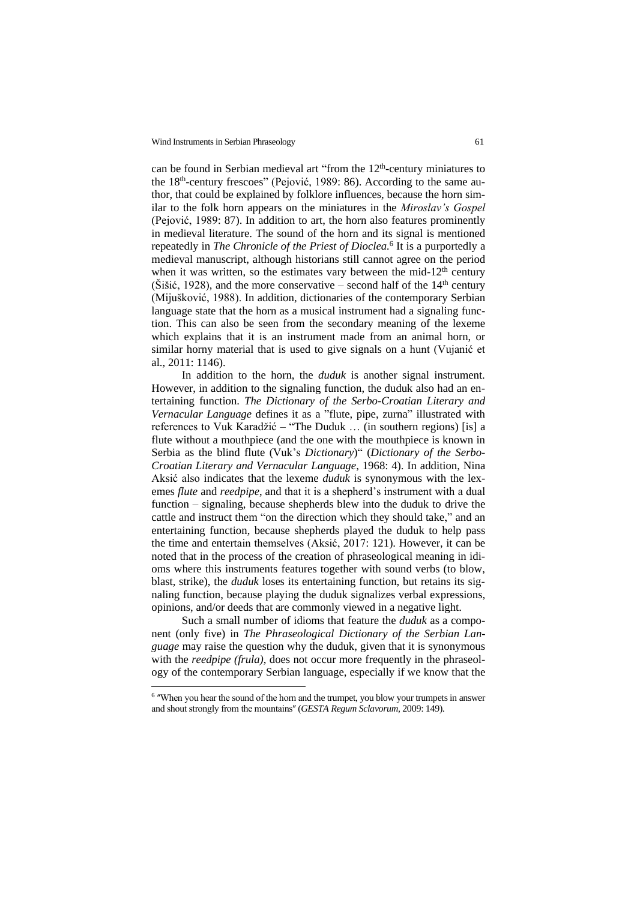can be found in Serbian medieval art "from the 12th-century miniatures to the 18th-century frescoes" (Pejović, 1989: 86). According to the same author, that could be explained by folklore influences, because the horn similar to the folk horn appears on the miniatures in the *Miroslav's Gospel* (Pejović, 1989: 87). In addition to art, the horn also features prominently in medieval literature. The sound of the horn and its signal is mentioned repeatedly in *The Chronicle of the Priest of Dioclea.*[6] It is a purportedly a medieval manuscript, although historians still cannot agree on the period when it was written, so the estimates vary between the mid-12th century (Šišić, 1928), and the more conservative – second half of the 14th century (Mijušković, 1988). In addition, dictionaries of the contemporary Serbian language state that the horn as a musical instrument had a signaling function. This can also be seen from the secondary meaning of the lexeme which explains that it is an instrument made from an animal horn, or similar horny material that is used to give signals on a hunt (Vujanić et al., 2011: 1146).

In addition to the horn, the *duduk* is another signal instrument. However, in addition to the signaling function, the duduk also had an entertaining function. *The Dictionary of the Serbo-Croatian Literary and Vernacular Language* defines it as a "flute, pipe, zurna" illustrated with references to Vuk Karadžić – "The Duduk … (in southern regions) [is] a flute without a mouthpiece (and the one with the mouthpiece is known in Serbia as the blind flute (Vuk's *Dictionary*)" (*Dictionary of the Serbo-Croatian Literary and Vernacular Language*, 1968: 4). In addition, Nina Aksić also indicates that the lexeme *duduk* is synonymous with the lexemes *flute* and *reedpipe*, and that it is a shepherd's instrument with a dual function – signaling, because shepherds blew into the duduk to drive the cattle and instruct them "on the direction which they should take," and an entertaining function, because shepherds played the duduk to help pass the time and entertain themselves (Aksić, 2017: 121). However, it can be noted that in the process of the creation of phraseological meaning in idioms where this instruments features together with sound verbs (to blow, blast, strike), the *duduk* loses its entertaining function, but retains its signaling function, because playing the duduk signalizes verbal expressions, opinions, and/or deeds that are commonly viewed in a negative light.

Such a small number of idioms that feature the *duduk* as a component (only five) in *The Phraseological Dictionary of the Serbian Language* may raise the question why the duduk, given that it is synonymous with the *reedpipe (frula),* does not occur more frequently in the phraseology of the contemporary Serbian language, especially if we know that the

[6] "When you hear the sound of the horn and the trumpet, you blow your trumpets in answer and shout strongly from the mountains" (*GESTA Regum Sclavorum*, 2009: 149).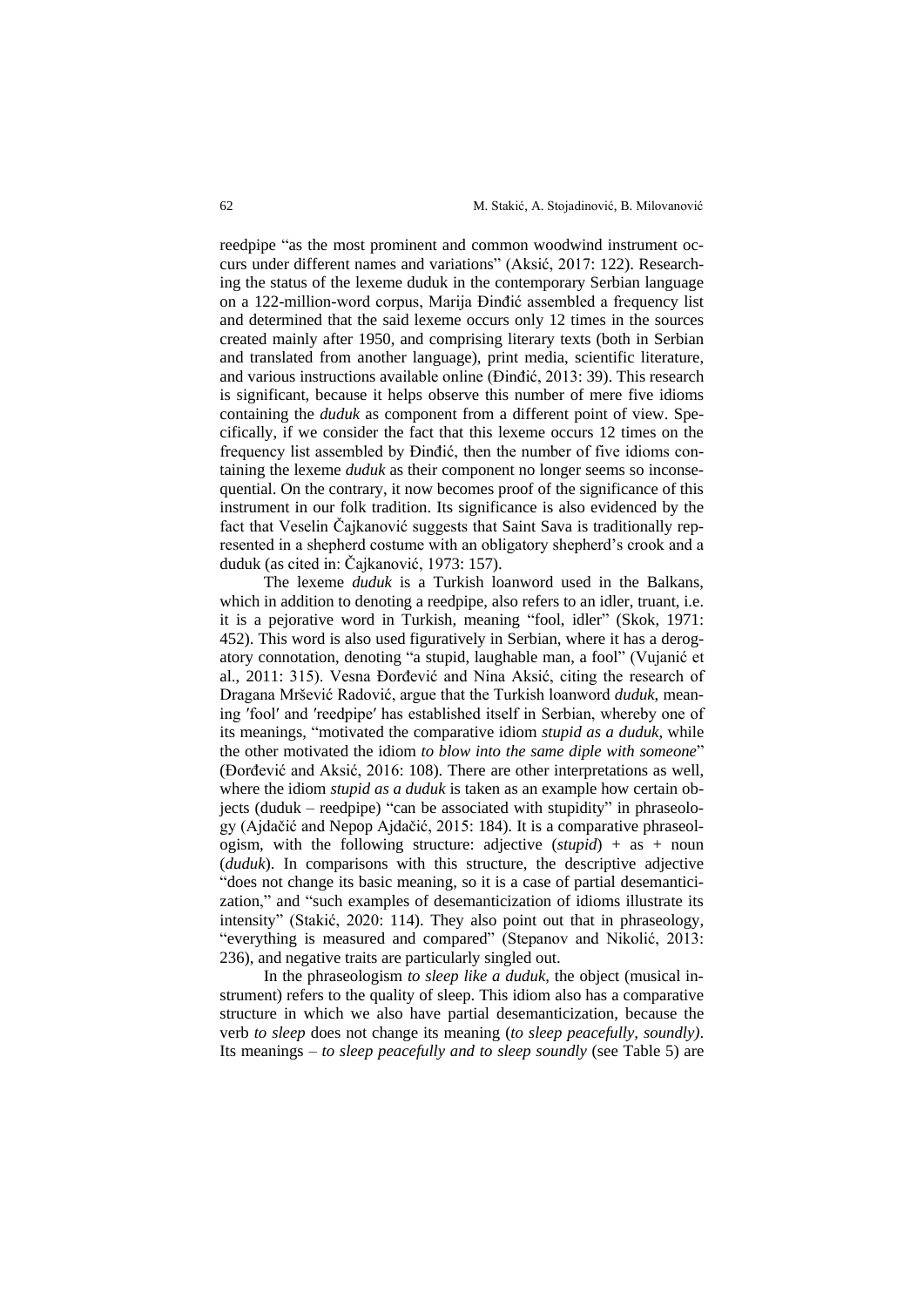reedpipe "as the most prominent and common woodwind instrument occurs under different names and variations" (Aksić, 2017: 122). Researching the status of the lexeme duduk in the contemporary Serbian language on a 122-million-word corpus, Marija Đinđić assembled a frequency list and determined that the said lexeme occurs only 12 times in the sources created mainly after 1950, and comprising literary texts (both in Serbian and translated from another language), print media, scientific literature, and various instructions available online (Đinđić, 2013: 39). This research is significant, because it helps observe this number of mere five idioms containing the *duduk* as component from a different point of view. Specifically, if we consider the fact that this lexeme occurs 12 times on the frequency list assembled by Đinđić, then the number of five idioms containing the lexeme *duduk* as their component no longer seems so inconsequential. On the contrary, it now becomes proof of the significance of this instrument in our folk tradition. Its significance is also evidenced by the fact that Veselin Čajkanović suggests that Saint Sava is traditionally represented in a shepherd costume with an obligatory shepherd's crook and a duduk (as cited in: Čajkanović, 1973: 157).

The lexeme *duduk* is a Turkish loanword used in the Balkans, which in addition to denoting a reedpipe, also refers to an idler, truant, i.e. it is a pejorative word in Turkish, meaning "fool, idler" (Skok, 1971: 452). This word is also used figuratively in Serbian, where it has a derogatory connotation, denoting "a stupid, laughable man, a fool" (Vujanić et al., 2011: 315). Vesna Đorđević and Nina Aksić, citing the research of Dragana Mršević Radović, argue that the Turkish loanword *duduk*, meaning ′fool′ and ′reedpipe′ has established itself in Serbian, whereby one of its meanings, "motivated the comparative idiom *stupid as a duduk*, while the other motivated the idiom *to blow into the same diple with someone*" (Đorđević and Aksić, 2016: 108). There are other interpretations as well, where the idiom *stupid as a duduk* is taken as an example how certain objects (duduk – reedpipe) "can be associated with stupidity" in phraseology (Ajdačić and Nepop Ajdačić, 2015: 184). It is a comparative phraseologism, with the following structure: adjective (*stupid*) + as + noun (*duduk*). In comparisons with this structure, the descriptive adjective "does not change its basic meaning, so it is a case of partial desemanticization," and "such examples of desemanticization of idioms illustrate its intensity" (Stakić, 2020: 114). They also point out that in phraseology, "everything is measured and compared" (Stepanov and Nikolić, 2013: 236), and negative traits are particularly singled out.

In the phraseologism *to sleep like a duduk*, the object (musical instrument) refers to the quality of sleep. This idiom also has a comparative structure in which we also have partial desemanticization, because the verb *to sleep* does not change its meaning (*to sleep peacefully, soundly)*. Its meanings – *to sleep peacefully and to sleep soundly* (see Table 5) are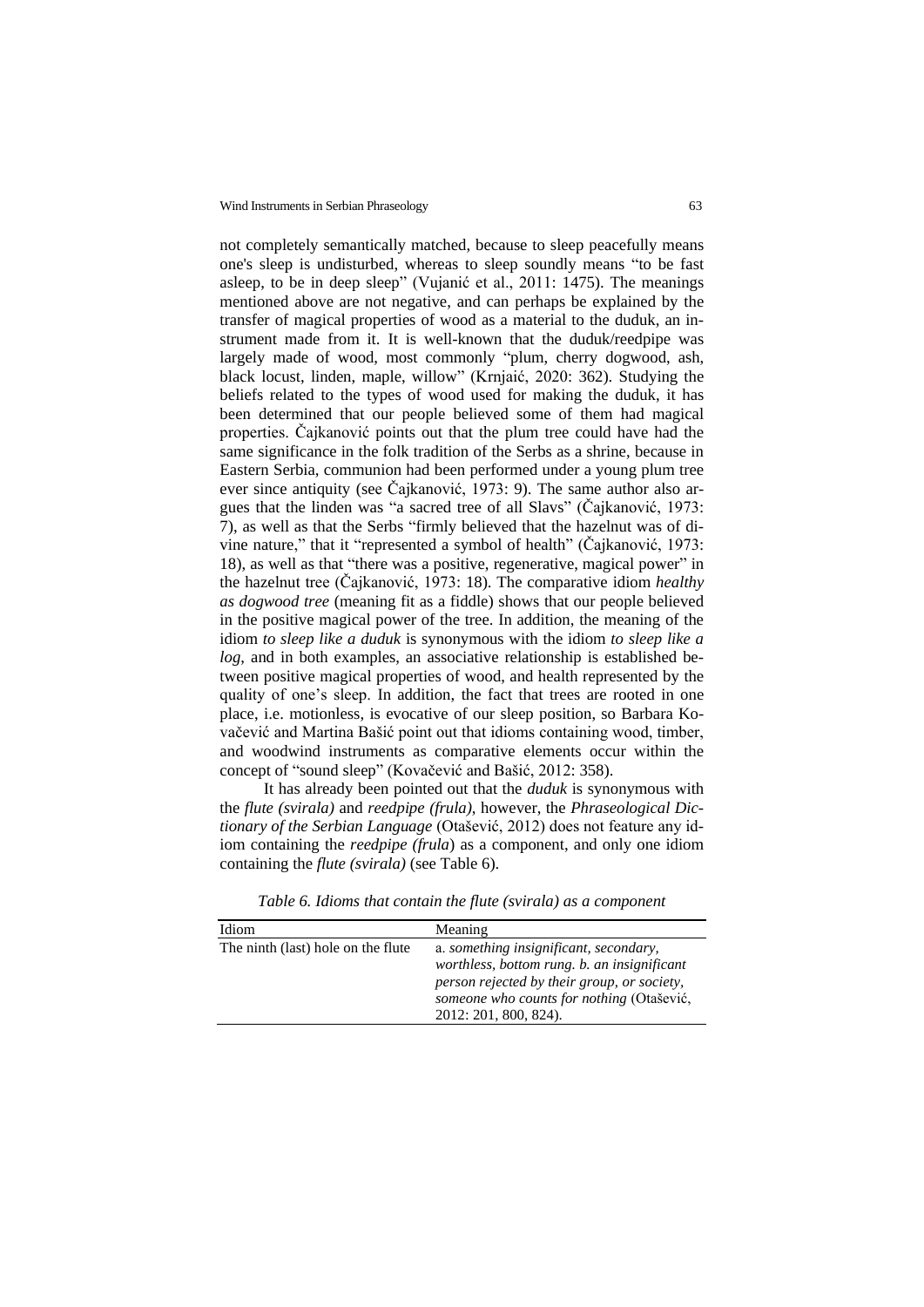not completely semantically matched, because to sleep peacefully means one's sleep is undisturbed, whereas to sleep soundly means "to be fast asleep, to be in deep sleep" (Vujanić et al., 2011: 1475). The meanings mentioned above are not negative, and can perhaps be explained by the transfer of magical properties of wood as a material to the duduk, an instrument made from it. It is well-known that the duduk/reedpipe was largely made of wood, most commonly "plum, cherry dogwood, ash, black locust, linden, maple, willow" (Krnjaić, 2020: 362). Studying the beliefs related to the types of wood used for making the duduk, it has been determined that our people believed some of them had magical properties. Čajkanović points out that the plum tree could have had the same significance in the folk tradition of the Serbs as a shrine, because in Eastern Serbia, communion had been performed under a young plum tree ever since antiquity (see Čajkanović, 1973: 9). The same author also argues that the linden was "a sacred tree of all Slavs" (Čajkanović, 1973: 7), as well as that the Serbs "firmly believed that the hazelnut was of divine nature," that it "represented a symbol of health" (Čajkanović, 1973: 18), as well as that "there was a positive, regenerative, magical power" in the hazelnut tree (Čajkanović, 1973: 18). The comparative idiom *healthy as dogwood tree* (meaning fit as a fiddle) shows that our people believed in the positive magical power of the tree. In addition, the meaning of the idiom *to sleep like a duduk* is synonymous with the idiom *to sleep like a log*, and in both examples, an associative relationship is established between positive magical properties of wood, and health represented by the quality of one's sleep. In addition, the fact that trees are rooted in one place, i.e. motionless, is evocative of our sleep position, so Barbara Kovačević and Martina Bašić point out that idioms containing wood, timber, and woodwind instruments as comparative elements occur within the concept of "sound sleep" (Kovačević and Bašić, 2012: 358).

It has already been pointed out that the *duduk* is synonymous with the *flute (svirala)* and *reedpipe (frula)*, however, the *Phraseological Dictionary of the Serbian Language* (Otašević, 2012) does not feature any idiom containing the *reedpipe (frula)* as a component, and only one idiom containing the *flute (svirala)* (see Table 6).

*Table 6. Idioms that contain the flute (svirala) as a component*

| Idiom | Meaning |
|---|---|
| The ninth (last) hole on the flute | a. *something insignificant, secondary, worthless, bottom rung.* b. *an insignificant person rejected by their group, or society, someone who counts for nothing* (Otašević, 2012: 201, 800, 824). |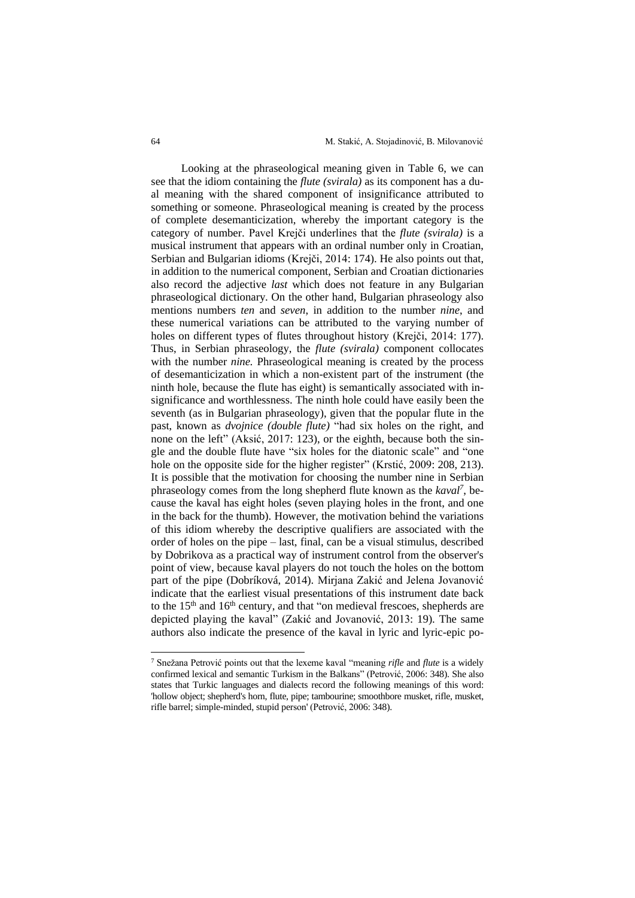Looking at the phraseological meaning given in Table 6, we can see that the idiom containing the *flute (svirala)* as its component has a dual meaning with the shared component of insignificance attributed to something or someone. Phraseological meaning is created by the process of complete desemanticization, whereby the important category is the category of number. Pavel Krejči underlines that the *flute (svirala)* is a musical instrument that appears with an ordinal number only in Croatian, Serbian and Bulgarian idioms (Krejči, 2014: 174). He also points out that, in addition to the numerical component, Serbian and Croatian dictionaries also record the adjective *last* which does not feature in any Bulgarian phraseological dictionary. On the other hand, Bulgarian phraseology also mentions numbers *ten* and *seven*, in addition to the number *nine*, and these numerical variations can be attributed to the varying number of holes on different types of flutes throughout history (Krejči, 2014: 177). Thus, in Serbian phraseology, the *flute (svirala)* component collocates with the number *nine.* Phraseological meaning is created by the process of desemanticization in which a non-existent part of the instrument (the ninth hole, because the flute has eight) is semantically associated with insignificance and worthlessness. The ninth hole could have easily been the seventh (as in Bulgarian phraseology), given that the popular flute in the past, known as *dvojnice (double flute)* "had six holes on the right, and none on the left" (Aksić, 2017: 123), or the eighth, because both the single and the double flute have "six holes for the diatonic scale" and "one hole on the opposite side for the higher register" (Krstić, 2009: 208, 213). It is possible that the motivation for choosing the number nine in Serbian phraseology comes from the long shepherd flute known as the *kaval*[7], because the kaval has eight holes (seven playing holes in the front, and one in the back for the thumb). However, the motivation behind the variations of this idiom whereby the descriptive qualifiers are associated with the order of holes on the pipe – last, final, can be a visual stimulus, described by Dobrikova as a practical way of instrument control from the observer's point of view, because kaval players do not touch the holes on the bottom part of the pipe (Dobríková, 2014). Mirjana Zakić and Jelena Jovanović indicate that the earliest visual presentations of this instrument date back to the 15th and 16th century, and that "on medieval frescoes, shepherds are depicted playing the kaval" (Zakić and Jovanović, 2013: 19). The same authors also indicate the presence of the kaval in lyric and lyric-epic po-

[7] Snežana Petrović points out that the lexeme kaval "meaning *rifle* and *flute* is a widely confirmed lexical and semantic Turkism in the Balkans" (Petrović, 2006: 348). She also states that Turkic languages and dialects record the following meanings of this word: 'hollow object; shepherd's horn, flute, pipe; tambourine; smoothbore musket, rifle, musket, rifle barrel; simple-minded, stupid person' (Petrović, 2006: 348).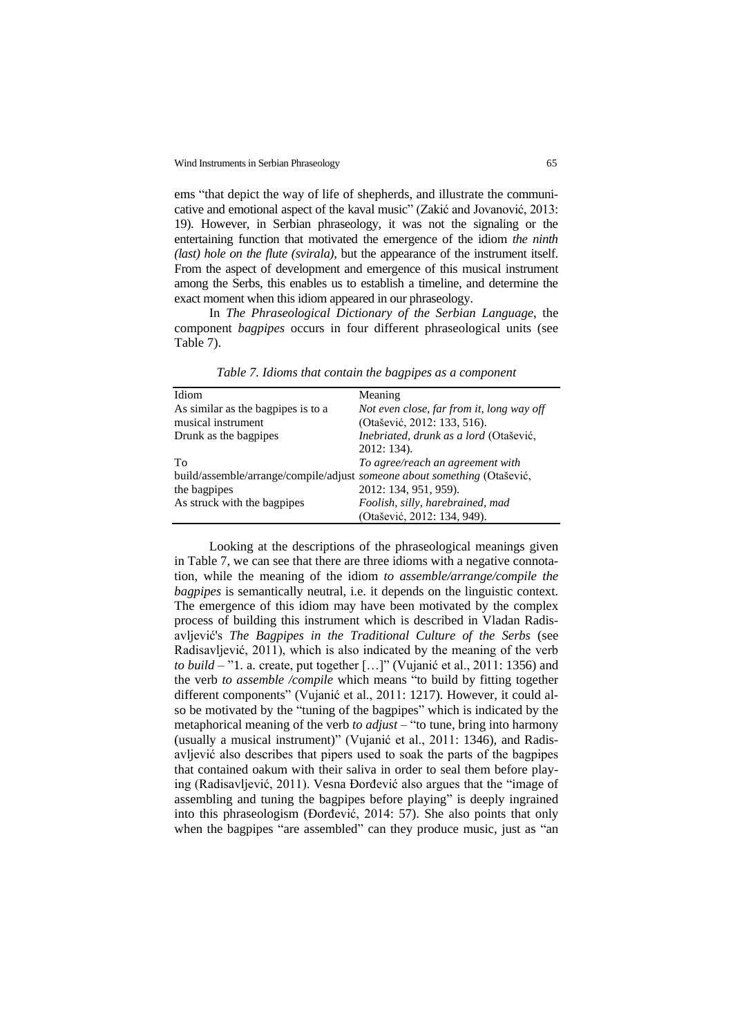ems "that depict the way of life of shepherds, and illustrate the communicative and emotional aspect of the kaval music" (Zakić and Jovanović, 2013: 19). However, in Serbian phraseology, it was not the signaling or the entertaining function that motivated the emergence of the idiom *the ninth (last) hole on the flute (svirala)*, but the appearance of the instrument itself. From the aspect of development and emergence of this musical instrument among the Serbs, this enables us to establish a timeline, and determine the exact moment when this idiom appeared in our phraseology.

In *The Phraseological Dictionary of the Serbian Language*, the component *bagpipes* occurs in four different phraseological units (see Table 7).

*Table 7. Idioms that contain the bagpipes as a component*

| Idiom | Meaning |
|---|---|
| As similar as the bagpipes is to a musical instrument | *Not even close, far from it, long way off* (Otašević, 2012: 133, 516). |
| Drunk as the bagpipes | *Inebriated, drunk as a lord* (Otašević, 2012: 134). |
| To build/assemble/arrange/compile/adjust the bagpipes | *To agree/reach an agreement with someone about something* (Otašević, 2012: 134, 951, 959). |
| As struck with the bagpipes | *Foolish, silly, harebrained, mad* (Otašević, 2012: 134, 949). |

Looking at the descriptions of the phraseological meanings given in Table 7, we can see that there are three idioms with a negative connotation, while the meaning of the idiom *to assemble/arrange/compile the bagpipes* is semantically neutral, i.e. it depends on the linguistic context. The emergence of this idiom may have been motivated by the complex process of building this instrument which is described in Vladan Radisavljević's *The Bagpipes in the Traditional Culture of the Serbs* (see Radisavljević, 2011), which is also indicated by the meaning of the verb *to build* – "1. a. create, put together […]" (Vujanić et al., 2011: 1356) and the verb *to assemble /compile* which means "to build by fitting together different components" (Vujanić et al., 2011: 1217). However, it could also be motivated by the "tuning of the bagpipes" which is indicated by the metaphorical meaning of the verb *to adjust* – "to tune, bring into harmony (usually a musical instrument)" (Vujanić et al., 2011: 1346), and Radisavljević also describes that pipers used to soak the parts of the bagpipes that contained oakum with their saliva in order to seal them before playing (Radisavljević, 2011). Vesna Đorđević also argues that the "image of assembling and tuning the bagpipes before playing" is deeply ingrained into this phraseologism (Đorđević, 2014: 57). She also points that only when the bagpipes "are assembled" can they produce music, just as "an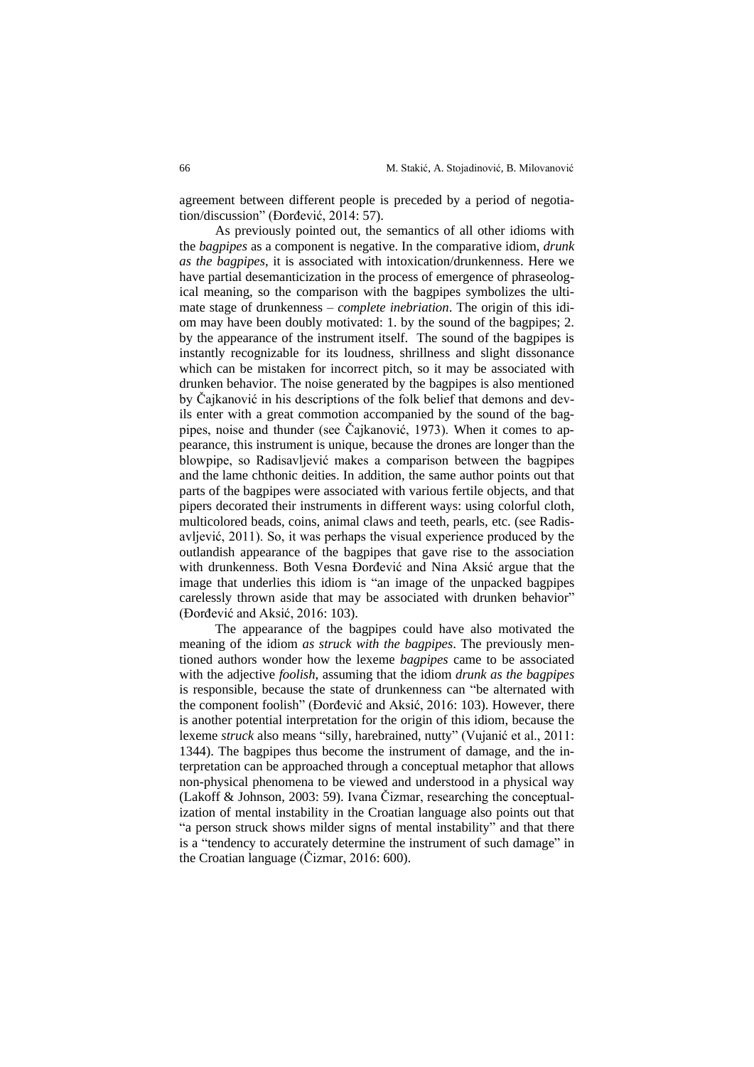agreement between different people is preceded by a period of negotiation/discussion" (Đorđević, 2014: 57).

As previously pointed out, the semantics of all other idioms with the *bagpipes* as a component is negative. In the comparative idiom, *drunk as the bagpipes*, it is associated with intoxication/drunkenness. Here we have partial desemanticization in the process of emergence of phraseological meaning, so the comparison with the bagpipes symbolizes the ultimate stage of drunkenness – *complete inebriation*. The origin of this idiom may have been doubly motivated: 1. by the sound of the bagpipes; 2. by the appearance of the instrument itself. The sound of the bagpipes is instantly recognizable for its loudness, shrillness and slight dissonance which can be mistaken for incorrect pitch, so it may be associated with drunken behavior. The noise generated by the bagpipes is also mentioned by Čajkanović in his descriptions of the folk belief that demons and devils enter with a great commotion accompanied by the sound of the bagpipes, noise and thunder (see Čajkanović, 1973). When it comes to appearance, this instrument is unique, because the drones are longer than the blowpipe, so Radisavljević makes a comparison between the bagpipes and the lame chthonic deities. In addition, the same author points out that parts of the bagpipes were associated with various fertile objects, and that pipers decorated their instruments in different ways: using colorful cloth, multicolored beads, coins, animal claws and teeth, pearls, etc. (see Radisavljević, 2011). So, it was perhaps the visual experience produced by the outlandish appearance of the bagpipes that gave rise to the association with drunkenness. Both Vesna Đorđević and Nina Aksić argue that the image that underlies this idiom is "an image of the unpacked bagpipes carelessly thrown aside that may be associated with drunken behavior" (Đorđević and Aksić, 2016: 103).

The appearance of the bagpipes could have also motivated the meaning of the idiom *as struck with the bagpipes*. The previously mentioned authors wonder how the lexeme *bagpipes* came to be associated with the adjective *foolish*, assuming that the idiom *drunk as the bagpipes* is responsible, because the state of drunkenness can "be alternated with the component foolish" (Đorđević and Aksić, 2016: 103). However, there is another potential interpretation for the origin of this idiom, because the lexeme *struck* also means "silly, harebrained, nutty" (Vujanić et al., 2011: 1344). The bagpipes thus become the instrument of damage, and the interpretation can be approached through a conceptual metaphor that allows non-physical phenomena to be viewed and understood in a physical way (Lakoff & Johnson, 2003: 59). Ivana Čizmar, researching the conceptualization of mental instability in the Croatian language also points out that "a person struck shows milder signs of mental instability" and that there is a "tendency to accurately determine the instrument of such damage" in the Croatian language (Čizmar, 2016: 600).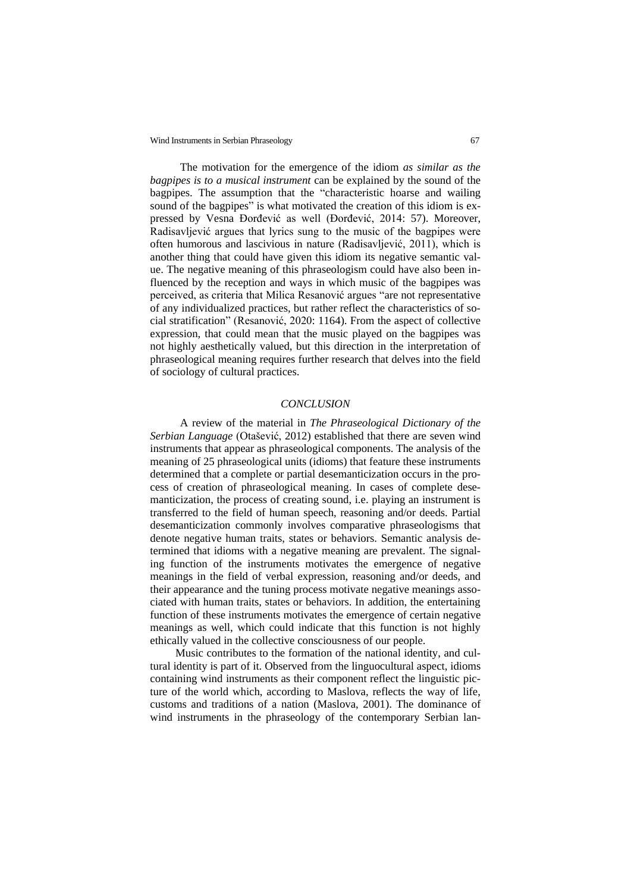The motivation for the emergence of the idiom *as similar as the bagpipes is to a musical instrument* can be explained by the sound of the bagpipes. The assumption that the "characteristic hoarse and wailing sound of the bagpipes" is what motivated the creation of this idiom is expressed by Vesna Đorđević as well (Đorđević, 2014: 57). Moreover, Radisavljević argues that lyrics sung to the music of the bagpipes were often humorous and lascivious in nature (Radisavljević, 2011), which is another thing that could have given this idiom its negative semantic value. The negative meaning of this phraseologism could have also been influenced by the reception and ways in which music of the bagpipes was perceived, as criteria that Milica Resanović argues "are not representative of any individualized practices, but rather reflect the characteristics of social stratification" (Resanović, 2020: 1164). From the aspect of collective expression, that could mean that the music played on the bagpipes was not highly aesthetically valued, but this direction in the interpretation of phraseological meaning requires further research that delves into the field of sociology of cultural practices.

## *CONCLUSION*

A review of the material in *The Phraseological Dictionary of the Serbian Language* (Otašević, 2012) established that there are seven wind instruments that appear as phraseological components. The analysis of the meaning of 25 phraseological units (idioms) that feature these instruments determined that a complete or partial desemanticization occurs in the process of creation of phraseological meaning. In cases of complete desemanticization, the process of creating sound, i.e. playing an instrument is transferred to the field of human speech, reasoning and/or deeds. Partial desemanticization commonly involves comparative phraseologisms that denote negative human traits, states or behaviors. Semantic analysis determined that idioms with a negative meaning are prevalent. The signaling function of the instruments motivates the emergence of negative meanings in the field of verbal expression, reasoning and/or deeds, and their appearance and the tuning process motivate negative meanings associated with human traits, states or behaviors. In addition, the entertaining function of these instruments motivates the emergence of certain negative meanings as well, which could indicate that this function is not highly ethically valued in the collective consciousness of our people.

Music contributes to the formation of the national identity, and cultural identity is part of it. Observed from the linguocultural aspect, idioms containing wind instruments as their component reflect the linguistic picture of the world which, according to Maslova, reflects the way of life, customs and traditions of a nation (Maslova, 2001). The dominance of wind instruments in the phraseology of the contemporary Serbian lan-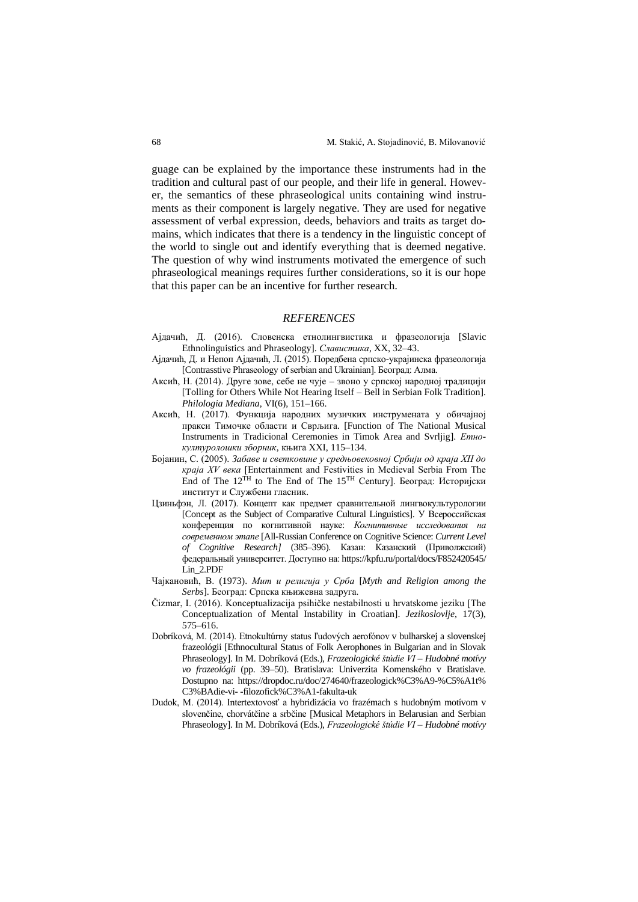guage can be explained by the importance these instruments had in the tradition and cultural past of our people, and their life in general. However, the semantics of these phraseological units containing wind instruments as their component is largely negative. They are used for negative assessment of verbal expression, deeds, behaviors and traits as target domains, which indicates that there is a tendency in the linguistic concept of the world to single out and identify everything that is deemed negative. The question of why wind instruments motivated the emergence of such phraseological meanings requires further considerations, so it is our hope that this paper can be an incentive for further research.

## *REFERENCES*

Ајдачић, Д. (2016). Словенска етнолингвистика и фразеологија [Slavic Ethnolinguistics and Phraseology]. *Славистика*, XX, 32–43.

Ајдачић, Д. и Непоп Ајдачић, Л. (2015). Поредбена српско-украјинска фразеологија [Contrasstive Phraseology of serbian and Ukrainian]. Београд: Алма.

Аксић, Н. (2014). Друге зове, себе не чује – звоно у српској народној традицији [Tolling for Others While Not Hearing Itself – Bell in Serbian Folk Tradition]. *Philologia Mediana*, VI(6), 151–166.

Аксић, Н. (2017). Функција народних музичких инструмената у обичајној пракси Тимочке области и Сврљига. [Function of The National Musical Instruments in Tradicional Ceremonies in Timok Area and Svrljig]. *Етнокултуролошки зборник*, књига XXI, 115–134.

Бојанин, С. (2005). *Забаве и светковине у средњовековној Србији од краја XII до краја XV века* [Entertainment and Festivities in Medieval Serbia From The End of The 12[TH] to The End of The 15[TH] Century]. Београд: Историјски институт и Службени гласник.

Цзиньфэн, Л. (2017). Концепт как предмет сравнительной лингвокультурологии [Concept as the Subject of Comparative Cultural Linguistics]. У Всероссийская конференция по когнитивной науке: *Когнитивные исследования на современном этапе* [All-Russian Conference on Cognitive Science: *Current Level of Cognitive Research]* (385–396). Казан: Казанский (Приволжский) федеральный университет. Доступно на: https://kpfu.ru/portal/docs/F852420545/Lin_2.PDF

Чајкановић, В. (1973). *Мит и религија у Срба* [*Myth and Religion among the Serbs*]. Београд: Српска књижевна задруга.

Čizmar, I. (2016). Konceptualizacija psihičke nestabilnosti u hrvatskome jeziku [The Conceptualization of Mental Instability in Croatian]. *Jezikoslovlje*, 17(3), 575–616.

Dobríková, M. (2014). Etnokultúrny status ľudových aerofónov v bulharskej a slovenskej frazeológii [Ethnocultural Status of Folk Aerophones in Bulgarian and in Slovak Phraseology]. In M. Dobríková (Eds.), *Frazeologické štúdie VI – Hudobné motívy vo frazeológii* (pp. 39–50). Bratislava: Univerzita Komenského v Bratislave. Dostupno na: https://dropdoc.ru/doc/274640/frazeologick%C3%A9-%C5%A1t%C3%BAdie-vi- -filozofick%C3%A1-fakulta-uk

Dudok, M. (2014). Intertextovosť a hybridizácia vo frazémach s hudobným motívom v slovenčine, chorvátčine a srbčine [Musical Metaphors in Belarusian and Serbian Phraseology]. In M. Dobríková (Eds.), *Frazeologické štúdie VI – Hudobné motívy*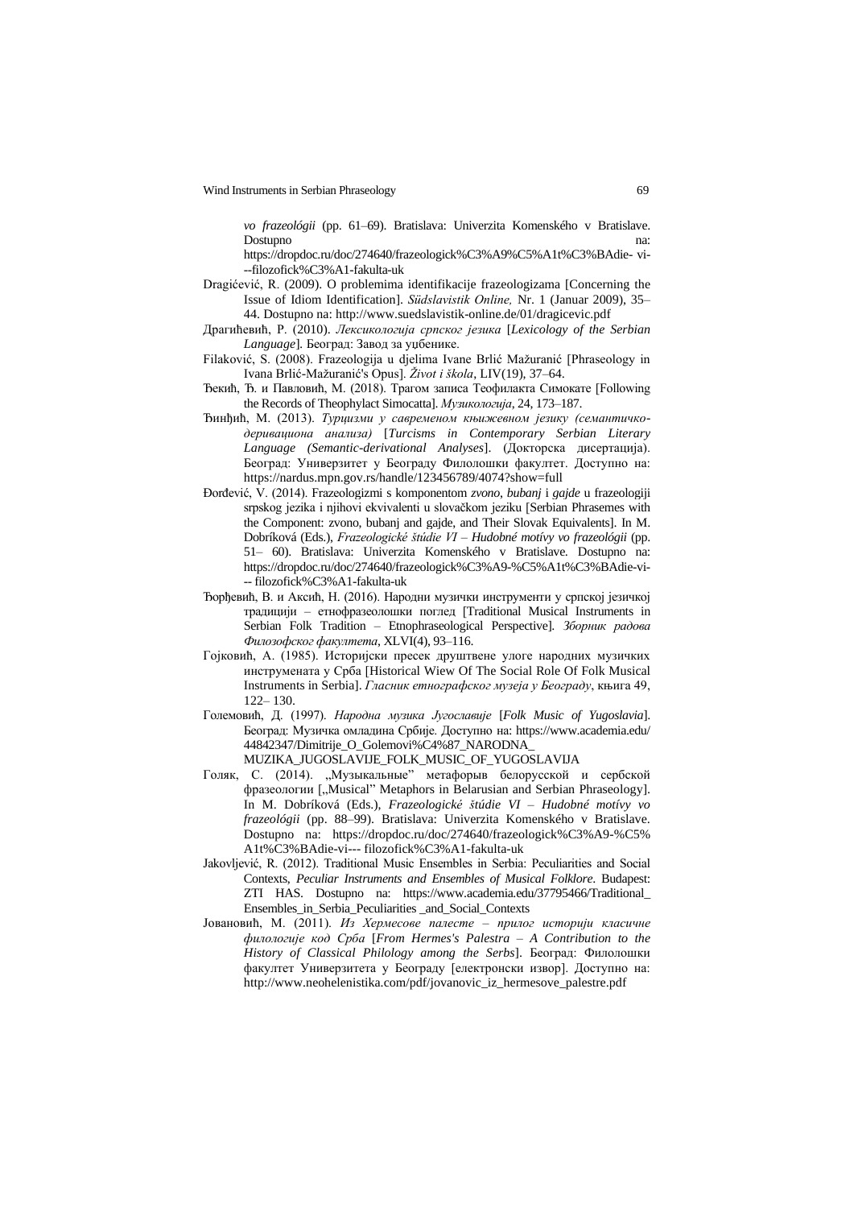*vo frazeológii* (pp. 61–69). Bratislava: Univerzita Komenského v Bratislave. Dostupno na: https://dropdoc.ru/doc/274640/frazeologick%C3%A9%C5%A1t%C3%BAdie- vi---filozofick%C3%A1-fakulta-uk

Dragićević, R. (2009). O problemima identifikacije frazeologizama [Concerning the Issue of Idiom Identification]. *Südslavistik Online,* Nr. 1 (Januar 2009), 35–44. Dostupno na: http://www.suedslavistik-online.de/01/dragicevic.pdf

Драгићевић, Р. (2010). *Лексикологија српског језика* [*Lexicology of the Serbian Language*]. Београд: Завод за уџбенике.

Filaković, S. (2008). Frazeologija u djelima Ivane Brlić Mažuranić [Phraseology in Ivana Brlić-Mažuranić's Opus]. *Život i škola*, LIV(19), 37–64.

Ђекић, Ђ. и Павловић, М. (2018). Трагом записа Теофилакта Симокате [Following the Records of Theophylact Simocatta]. *Музикологија*, 24, 173–187.

Ђинђић, М. (2013). *Турцизми у савременом књижевном језику (семантичко-дериваціона анализа)* [*Turcisms in Contemporary Serbian Literary Language (Semantic-derivational Analyses*]. (Докторска дисертација). Београд: Универзитет у Београду Филолошки факултет. Доступно на: https://nardus.mpn.gov.rs/handle/123456789/4074?show=full

Đorđević, V. (2014). Frazeologizmi s komponentom *zvono*, *bubanj* i *gajde* u frazeologiji srpskog jezika i njihovi ekvivalenti u slovačkom jeziku [Serbian Phrasemes with the Component: zvono, bubanj and gajde, and Their Slovak Equivalents]. In M. Dobríková (Eds.), *Frazeologické štúdie VI – Hudobné motívy vo frazeológii* (pp. 51– 60). Bratislava: Univerzita Komenského v Bratislave. Dostupno na: https://dropdoc.ru/doc/274640/frazeologick%C3%A9-%C5%A1t%C3%BAdie-vi--- filozofick%C3%A1-fakulta-uk

Ђорђевић, В. и Аксић, Н. (2016). Народни музички инструменти у српској језичкој традицији – етнофразеолошки поглед [Traditional Musical Instruments in Serbian Folk Tradition – Etnophraseological Perspective]. *Зборник радова Филозофског факултета*, XLVI(4), 93–116.

Гојковић, А. (1985). Историјски пресек друштвене улоге народних музичких инструмената у Срба [Historical Wiew Of The Social Role Of Folk Musical Instruments in Serbia]. *Гласник етнографског музеја у Београду*, књига 49, 122– 130.

Големовић, Д. (1997). *Народна музика Југославије* [*Folk Music of Yugoslavia*]. Београд: Музичка омладина Србије. Доступно на: https://www.academia.edu/44842347/Dimitrije_O_Golemovi%C4%87_NARODNA_MUZIKA_JUGOSLAVIJE_FOLK_MUSIC_OF_YUGOSLAVIJA

Голяк, С. (2014). „Музыкальные" метафорыв белорусской и сербской фразеологии [„Musical" Metaphors in Belarusian and Serbian Phraseology]. In M. Dobríková (Eds.), *Frazeologické štúdie VI – Hudobné motívy vo frazeológii* (pp. 88–99). Bratislava: Univerzita Komenského v Bratislave. Dostupno na: https://dropdoc.ru/doc/274640/frazeologick%C3%A9-%C5%A1t%C3%BAdie-vi--- filozofick%C3%A1-fakulta-uk

Jakovljević, R. (2012). Traditional Music Ensembles in Serbia: Peculiarities and Social Contexts, *Peculiar Instruments and Ensembles of Musical Folklore*. Budapest: ZTI HAS. Dostupno na: https://www.academia.edu/37795466/Traditional_Ensembles_in_Serbia_Peculiarities _and_Social_Contexts

Јовановић, М. (2011). *Из Хермесове палестре – прилог историји класичне филологије код Срба* [*From Hermes's Palestra – A Contribution to the History of Classical Philology among the Serbs*]. Београд: Филолошки факултет Универзитета у Београду [електронски извор]. Доступно на: http://www.neohelenistika.com/pdf/jovanovic_iz_hermesove_palestre.pdf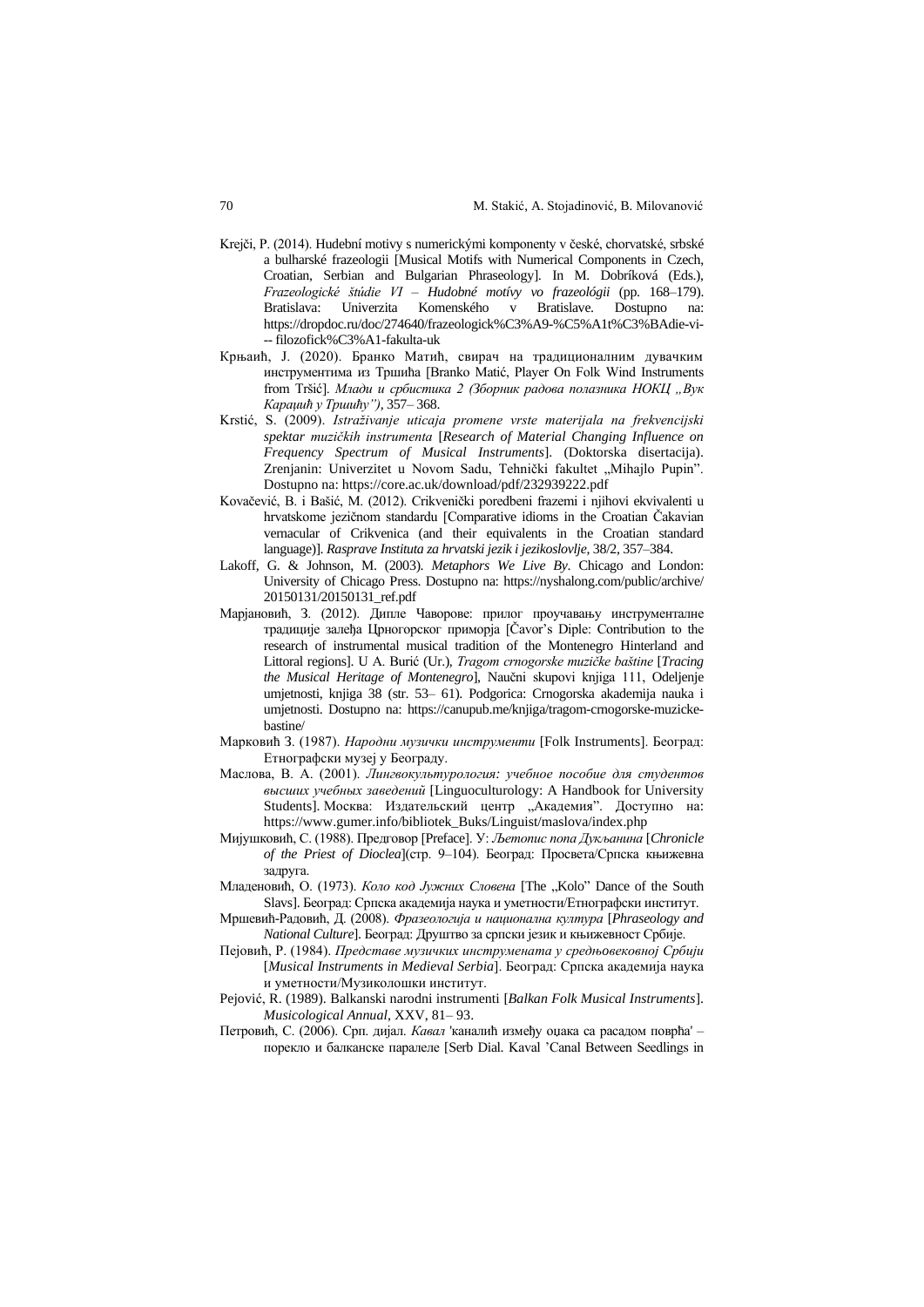Krejči, P. (2014). Hudební motivy s numerickými komponenty v české, chorvatské, srbské a bulharské frazeologii [Musical Motifs with Numerical Components in Czech, Croatian, Serbian and Bulgarian Phraseology]. In M. Dobríková (Eds.), *Frazeologické štúdie VI – Hudobné motívy vo frazeológii* (pp. 168–179). Bratislava: Univerzita Komenského v Bratislave. Dostupno na: https://dropdoc.ru/doc/274640/frazeologick%C3%A9-%C5%A1t%C3%BAdie-vi---- filozofick%C3%A1-fakulta-uk

Крњаић, J. (2020). Бранко Матић, свирач на традиционалним дувачким инструментима из Тршића [Branko Matić, Player On Folk Wind Instruments from Tršić]. *Млади и србистика 2 (Зборник радова полазника НОКЦ „Вук Караџић у Тршићу")*, 357– 368.

Krstić, S. (2009). *Istraživanje uticaja promene vrste materijala na frekvencijski spektar muzičkih instrumenta* [*Research of Material Changing Influence on Frequency Spectrum of Musical Instruments*]. (Doktorska disertacija). Zrenjanin: Univerzitet u Novom Sadu, Tehnički fakultet „Mihajlo Pupin". Dostupno na: https://core.ac.uk/download/pdf/232939222.pdf

Kovačević, B. i Bašić, M. (2012). Crikvenički poredbeni frazemi i njihovi ekvivalenti u hrvatskome jezičnom standardu [Comparative idioms in the Croatian Čakavian vernacular of Crikvenica (and their equivalents in the Croatian standard language)]. *Rasprave Instituta za hrvatski jezik i jezikoslovlje*, 38/2, 357–384.

Lakoff, G. & Johnson, M. (2003). *Metaphors We Live By*. Chicago and London: University of Chicago Press. Dostupno na: https://nyshalong.com/public/archive/ 20150131/20150131_ref.pdf

Марјановић, З. (2012). Дипле Чаворове: прилог проучавању инструменталне традиције залеђа Црногорског приморја [Čavor's Diple: Contribution to the research of instrumental musical tradition of the Montenegro Hinterland and Littoral regions]. U A. Burić (Ur.), *Tragom crnogorske muzičke baštine* [*Tracing the Musical Heritage of Montenegro*], Naučni skupovi knjiga 111, Odeljenje umjetnosti, knjiga 38 (str. 53– 61). Podgorica: Crnogorska akademija nauka i umjetnosti. Dostupno na: https://canupub.me/knjiga/tragom-crnogorske-muzicke-bastine/

Марковић З. (1987). *Народни музички инструменти* [Folk Instruments]. Београд: Етнографски музеј у Београду.

Маслова, В. А. (2001). *Лингвокультурология: учебное пособие для студентов высших учебных заведений* [Linguoculturology: A Handbook for University Students]. Москва: Издательский центр „Академия". Доступно на: https://www.gumer.info/bibliotek_Buks/Linguist/maslova/index.php

Мијушковић, С. (1988). Предговор [Preface]. У: *Љетопис попа Дукљанина* [*Chronicle of the Priest of Dioclea*](стр. 9–104). Београд: Просвета/Српска књижевна задруга.

Младеновић, О. (1973). *Коло код Јужних Словена* [The „Kolo" Dance of the South Slavs]. Београд: Српска академија наука и уметности/Етнографски институт.

Мршевић-Радовић, Д. (2008). *Фразеологија и национална култура* [*Phraseology and National Culture*]. Београд: Друштво за српски језик и књижевност Србије.

Пејовић, Р. (1984). *Представе музичких инструмената у средњовековној Србији* [*Musical Instruments in Medieval Serbia*]. Београд: Српска академија наука и уметности/Музиколошки институт.

Pejović, R. (1989). Balkanski narodni instrumenti [*Balkan Folk Musical Instruments*]. *Musicological Annual*, XXV, 81– 93.

Петровић, С. (2006). Срп. дијал. *Кавал* 'каналић између оцака са расадом поврћа' – порекло и балканске паралеле [Serb Dial. Kaval 'Canal Between Seedlings in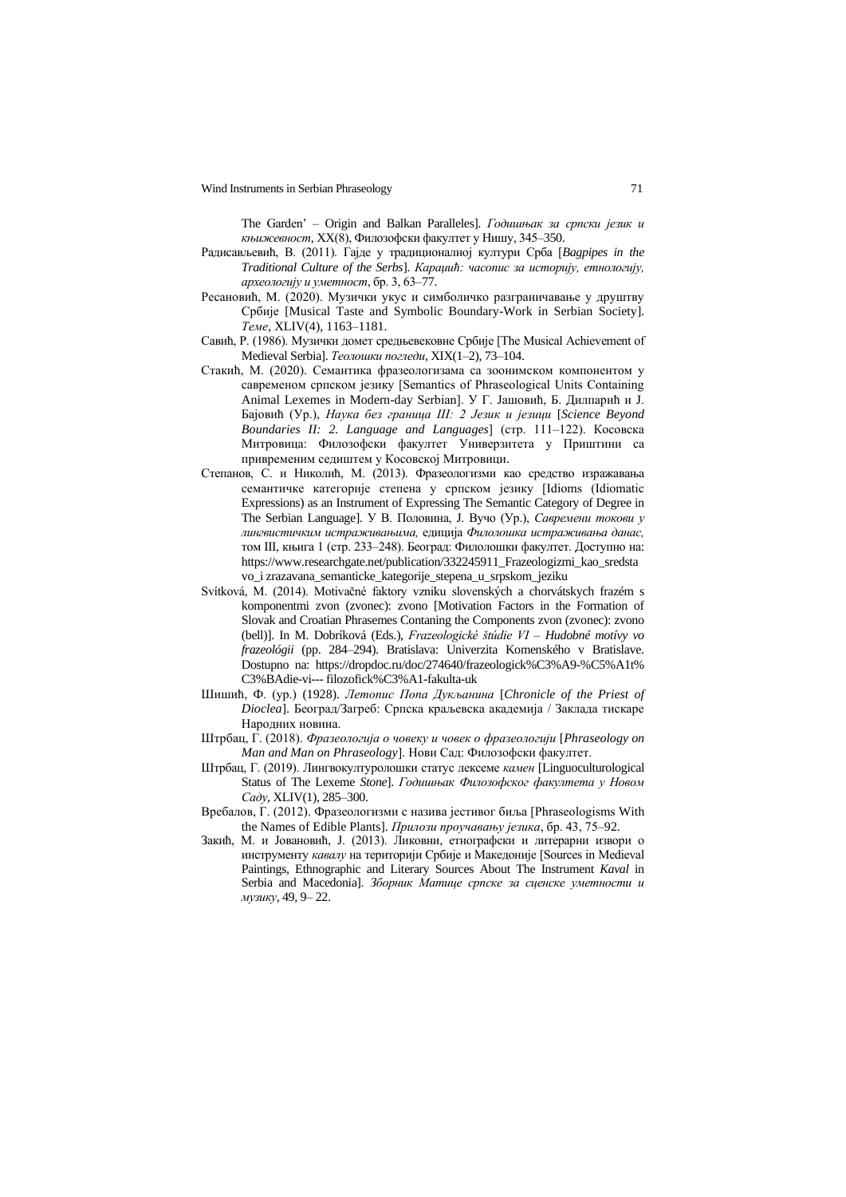The Garden' – Origin and Balkan Paralleles]. *Годишњак за српски језик и књижевност*, XX(8), Филозофски факултет у Нишу, 345–350.

Радисављевић, В. (2011). Гајде у традиционалној култури Срба [*Bagpipes in the Traditional Culture of the Serbs*]. *Караџић: часопис за историју, етнологију, археологију и уметност*, бр. 3, 63–77.

Ресановић, М. (2020). Музички укус и симболичко разграничавање у друштву Србије [Musical Taste and Symbolic Boundary-Work in Serbian Society]. *Теме*, XLIV(4), 1163–1181.

Савић, Р. (1986). Музички домет средњевековне Србије [The Musical Achievement of Medieval Serbia]. *Теолошки погледи*, XIX(1–2), 73–104.

Стакић, М. (2020). Семантика фразеологизама са зоонимском компонентом у савременом српском језику [Semantics of Phraseological Units Containing Animal Lexemes in Modern-day Serbian]. У Г. Јашовић, Б. Дилпарић и Ј. Бајовић (Ур.), *Наука без граница III: 2 Језик и језици* [*Science Beyond Boundaries II: 2. Language and Languages*] (стр. 111–122). Косовска Митровица: Филозофски факултет Универзитета у Приштини са привременим седиштем у Косовској Митровици.

Степанов, С. и Николић, М. (2013). Фразеологизми као средство изражавања семантичке категорије степена у српском језику [Idioms (Idiomatic Expressions) as an Instrument of Expressing The Semantic Category of Degree in The Serbian Language]. У В. Половина, Ј. Вучо (Ур.), *Савремени токови у лингвистичким истраживањима,* едиција *Филолошка истраживања данас,* том III, књига 1 (стр. 233–248). Београд: Филолошки факултет. Доступно на: https://www.researchgate.net/publication/332245911_Frazeologizmi_kao_sredstavo_i zrazavana_semanticke_kategorije_stepena_u_srpskom_jeziku

Svítková, M. (2014). Motivačné faktory vzniku slovenských a chorvátskych frazém s komponentmi zvon (zvonec): zvono [Motivation Factors in the Formation of Slovak and Croatian Phrasemes Contaning the Components zvon (zvonec): zvono (bell)]. In M. Dobríková (Eds.), *Frazeologické štúdie VI – Hudobné motívy vo frazeológii* (pp. 284–294). Bratislava: Univerzita Komenského v Bratislave. Dostupno na: https://dropdoc.ru/doc/274640/frazeologick%C3%A9-%C5%A1t%C3%BAdie-vi--- filozofick%C3%A1-fakulta-uk

Шишић, Ф. (ур.) (1928). *Летопис Попа Дукљанина* [*Chronicle of the Priest of Dioclea*]. Београд/Загреб: Српска краљевска академија / Заклада тискаре Народних новина.

Штрбац, Г. (2018). *Фразеологија о човеку и човек о фразеологији* [*Phraseology on Man and Man on Phraseology*]. Нови Сад: Филозофски факултет.

Штрбац, Г. (2019). Лингвокултуролошки статус лексеме *камен* [Linguoculturological Status of The Lexeme *Stone*]. *Годишњак Филозофског факултета у Новом Саду*, XLIV(1), 285–300.

Вребалов, Г. (2012). Фразеологизми с назива јестивог биља [Phraseologisms With the Names of Edible Plants]. *Прилози проучавању језика*, бр. 43, 75–92.

Закић, М. и Јовановић, Ј. (2013). Ликовни, етнографски и литерарни извори о инструменту *кавалу* на територији Србије и Македоније [Sources in Medieval Paintings, Ethnographic and Literary Sources About The Instrument *Kaval* in Serbia and Macedonia]. *Зборник Матице српске за сценске уметности и музику*, 49, 9– 22.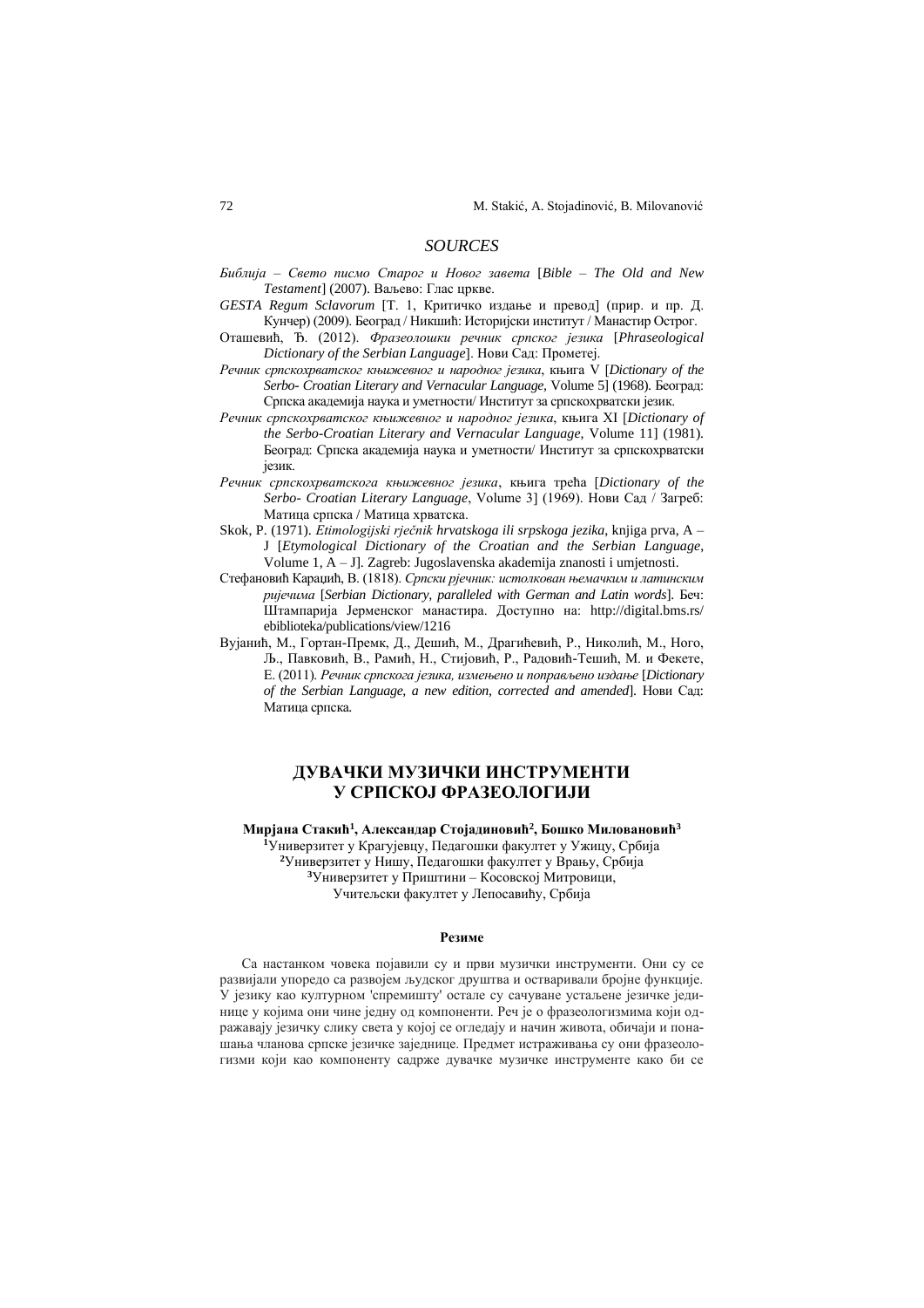## SOURCES

*Библија – Свето писмо Старог и Новог завета* [*Bible – The Old and New Testament*] (2007). Ваљево: Глас цркве.

*GESTA Regum Sclavorum* [Т. 1, Критичко издање и превод] (прир. и пр. Д. Кунчер) (2009). Београд / Никшић: Историјски институт / Манастир Острог.

Оташевић, Ђ. (2012). *Фразеолошки речник српског језика* [*Phraseological Dictionary of the Serbian Language*]. Нови Сад: Прометеј.

*Речник српскохрватског књижевног и народног језика*, књига V [*Dictionary of the Serbo- Croatian Literary and Vernacular Language*, Volume 5] (1968). Београд: Српска академија наука и уметности/ Институт за српскохрватски језик.

*Речник српскохрватског књижевног и народног језика*, књига XI [*Dictionary of the Serbo-Croatian Literary and Vernacular Language*, Volume 11] (1981). Београд: Српска академија наука и уметности/ Институт за српскохрватски језик.

*Речник српскохрватскога књижевног језика*, књига трећа [*Dictionary of the Serbo- Croatian Literary Language*, Volume 3] (1969). Нови Сад / Загреб: Матица српска / Матица хрватска.

Skok, P. (1971). *Etimologijski rječnik hrvatskoga ili srpskoga jezika*, knjiga prva, A – J [*Etymological Dictionary of the Croatian and the Serbian Language*, Volume 1, A – J]. Zagreb: Jugoslavenska akademija znanosti i umjetnosti.

Стефановић Караџић, В. (1818). *Српски рјечник: истолкован њемачким и латинским ријечима* [*Serbian Dictionary, paralleled with German and Latin words*]. Беч: Штампарија Јерменског манастира. Доступно на: http://digital.bms.rs/ebiblioteka/publications/view/1216

Вујанић, М., Гортан-Премк, Д., Дешић, М., Драгићевић, Р., Николић, М., Ного, Љ., Павковић, В., Рамић, Н., Стијовић, Р., Радовић-Тешић, М. и Фекете, Е. (2011). *Речник српскога језика, измењено и поправљено издање* [*Dictionary of the Serbian Language, a new edition, corrected and amended*]. Нови Сад: Матица српска.

# ДУВАЧКИ МУЗИЧКИ ИНСТРУМЕНТИ У СРПСКОЈ ФРАЗЕОЛОГИЈИ

**Мирјана Стакић[1], Александар Стојадиновић[2], Бошко Миловановић[3]**

[1]Универзитет у Крагујевцу, Педагошки факултет у Ужицу, Србија
[2]Универзитет у Нишу, Педагошки факултет у Врању, Србија
[3]Универзитет у Приштини – Косовској Митровици, Учитељски факултет у Лепосавићу, Србија

### Резиме

Са настанком човека појавили су и први музички инструменти. Они су се развијали упоредо са развојем људског друштва и остваривали бројне функције. У језику као културном 'спремишту' остале су сачуване устаљене језичке јединице у којима они чине једну од компоненти. Реч је о фразеологизмима који одражавају језичку слику света у којој се огледају и начин живота, обичаји и понашања чланова српске језичке заједнице. Предмет истраживања су они фразеологизми који као компоненту садрже дувачке музичке инструменте како би се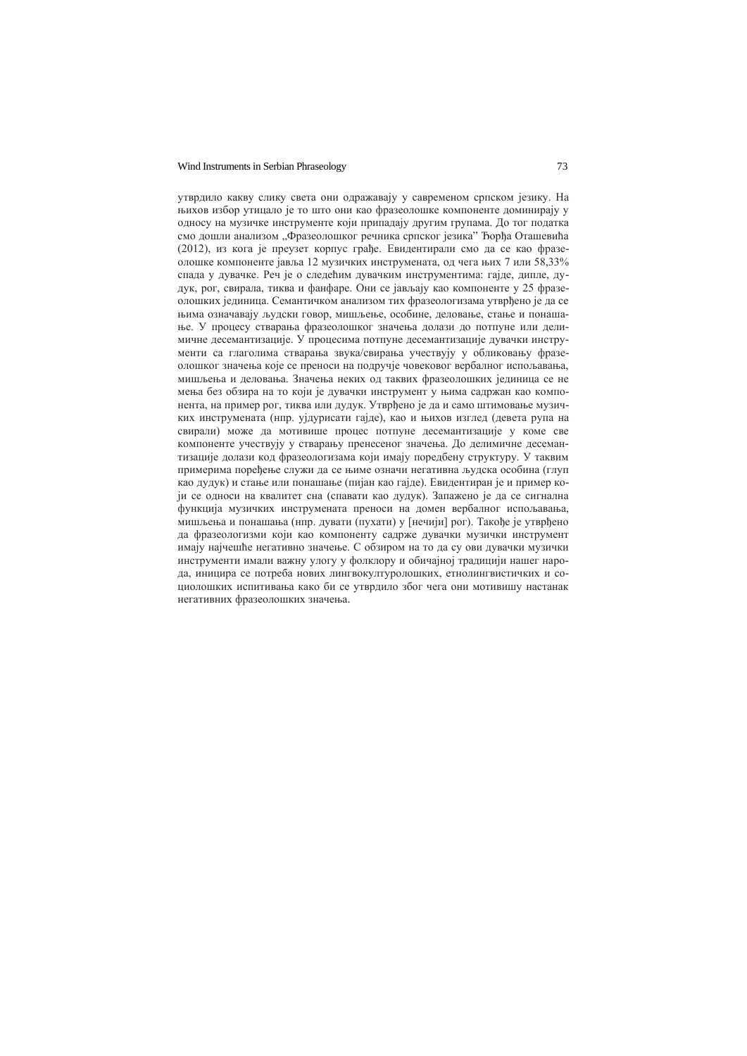утврдило какву слику света они одражавају у савременом српском језику. На њихов избор утицало је то што они као фразеолошке компоненте доминирају у односу на музичке инструменте који припадају другим групама. До тог податка смо дошли анализом „Фразеолошког речника српског језика" Ђорђа Оташевића (2012), из кога је преузет корпус грађе. Евидентирали смо да се као фразеолошке компоненте јавља 12 музичких инструмената, од чега њих 7 или 58,33% спада у дувачке. Реч је о следећим дувачким инструментима: гајде, дипле, дудук, рог, свирала, тиква и фанфаре. Они се јављају као компоненте у 25 фразеолошких јединица. Семантичком анализом тих фразеологизама утврђено је да се њима означавају људски говор, мишљење, особине, деловање, стање и понашање. У процесу стварања фразеолошког значења долази до потпуне или делимичне десемантизације. У процесима потпуне десемантизације дувачки инструменти са глаголима стварања звука/свирања учествују у обликовању фразеолошког значења које се преноси на подручје човековог вербалног испољавања, мишљења и деловања. Значења неких од таквих фразеолошких јединица се не мења без обзира на то који је дувачки инструмент у њима садржан као компонента, на пример рог, тиква или дудук. Утврђено је да и само штимовање музичких инструмената (нпр. уједурисати гајде), као и њихов изглед (девета рупа на свирали) може да мотивише процес потпуне десемантизације у коме све компоненте учествују у стварању пренесеног значења. До делимичне десемантизације долази код фразеологизама који имају поредбену структуру. У таквим примерима поређење служи да се њиме означи негативна људска особина (глуп као дудук) и стање или понашање (пијан као гајде). Евидентиран је и пример који се односи на квалитет сна (спавати као дудук). Запажено је да се сигнална функција музичких инструмената преноси на домен вербалног испољавања, мишљења и понашања (нпр. дувати (пухати) у [нечији] рог). Такође је утврђено да фразеологизми који као компоненту садрже дувачки музички инструмент имају најчешће негативно значење. С обзиром на то да су ови дувачки музички инструменти имали важну улогу у фолклору и обичајној традицији нашег народа, иницира се потреба нових лингвокултуролошких, етнолингвистичких и социолошких испитивања како би се утврдило због чега они мотивишу настанак негативних фразеолошких значења.